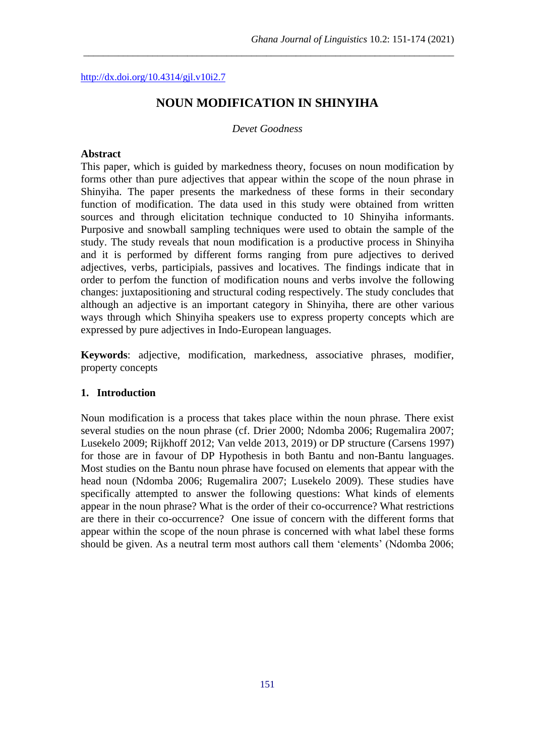http://dx.doi.org/10.4314/gjl.v10i2.7

# NOUN MODIFICATION IN SHINYIHA

*Devet Goodness*

**Abstract**

This paper, which is guided by markedness theory, focuses on noun modification by forms other than pure adjectives that appear within the scope of the noun phrase in Shinyiha. The paper presents the markedness of these forms in their secondary function of modification. The data used in this study were obtained from written sources and through elicitation technique conducted to 10 Shinyiha informants. Purposive and snowball sampling techniques were used to obtain the sample of the study. The study reveals that noun modification is a productive process in Shinyiha and it is performed by different forms ranging from pure adjectives to derived adjectives, verbs, participials, passives and locatives. The findings indicate that in order to perfom the function of modification nouns and verbs involve the following changes: juxtapositioning and structural coding respectively. The study concludes that although an adjective is an important category in Shinyiha, there are other various ways through which Shinyiha speakers use to express property concepts which are expressed by pure adjectives in Indo-European languages.

**Keywords**: adjective, modification, markedness, associative phrases, modifier, property concepts

## 1. Introduction

Noun modification is a process that takes place within the noun phrase. There exist several studies on the noun phrase (cf. Drier 2000; Ndomba 2006; Rugemalira 2007; Lusekelo 2009; Rijkhoff 2012; Van velde 2013, 2019) or DP structure (Carsens 1997) for those are in favour of DP Hypothesis in both Bantu and non-Bantu languages. Most studies on the Bantu noun phrase have focused on elements that appear with the head noun (Ndomba 2006; Rugemalira 2007; Lusekelo 2009). These studies have specifically attempted to answer the following questions: What kinds of elements appear in the noun phrase? What is the order of their co-occurrence? What restrictions are there in their co-occurrence? One issue of concern with the different forms that appear within the scope of the noun phrase is concerned with what label these forms should be given. As a neutral term most authors call them 'elements' (Ndomba 2006;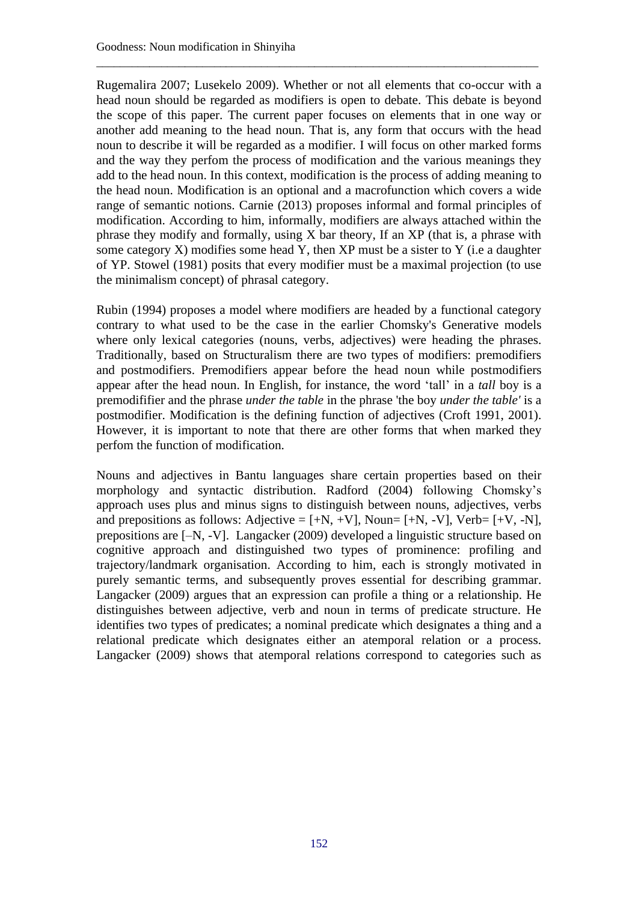Rugemalira 2007; Lusekelo 2009). Whether or not all elements that co-occur with a head noun should be regarded as modifiers is open to debate. This debate is beyond the scope of this paper. The current paper focuses on elements that in one way or another add meaning to the head noun. That is, any form that occurs with the head noun to describe it will be regarded as a modifier. I will focus on other marked forms and the way they perfom the process of modification and the various meanings they add to the head noun. In this context, modification is the process of adding meaning to the head noun. Modification is an optional and a macrofunction which covers a wide range of semantic notions. Carnie (2013) proposes informal and formal principles of modification. According to him, informally, modifiers are always attached within the phrase they modify and formally, using X bar theory, If an XP (that is, a phrase with some category X) modifies some head Y, then XP must be a sister to Y (i.e a daughter of YP. Stowel (1981) posits that every modifier must be a maximal projection (to use the minimalism concept) of phrasal category.

Rubin (1994) proposes a model where modifiers are headed by a functional category contrary to what used to be the case in the earlier Chomsky's Generative models where only lexical categories (nouns, verbs, adjectives) were heading the phrases. Traditionally, based on Structuralism there are two types of modifiers: premodifiers and postmodifiers. Premodifiers appear before the head noun while postmodifiers appear after the head noun. In English, for instance, the word 'tall' in a *tall* boy is a premodififier and the phrase *under the table* in the phrase 'the boy *under the table'* is a postmodifier. Modification is the defining function of adjectives (Croft 1991, 2001). However, it is important to note that there are other forms that when marked they perfom the function of modification.

Nouns and adjectives in Bantu languages share certain properties based on their morphology and syntactic distribution. Radford (2004) following Chomsky's approach uses plus and minus signs to distinguish between nouns, adjectives, verbs and prepositions as follows: Adjective = [+N, +V], Noun= [+N, -V], Verb= [+V, -N], prepositions are [–N, -V]. Langacker (2009) developed a linguistic structure based on cognitive approach and distinguished two types of prominence: profiling and trajectory/landmark organisation. According to him, each is strongly motivated in purely semantic terms, and subsequently proves essential for describing grammar. Langacker (2009) argues that an expression can profile a thing or a relationship. He distinguishes between adjective, verb and noun in terms of predicate structure. He identifies two types of predicates; a nominal predicate which designates a thing and a relational predicate which designates either an atemporal relation or a process. Langacker (2009) shows that atemporal relations correspond to categories such as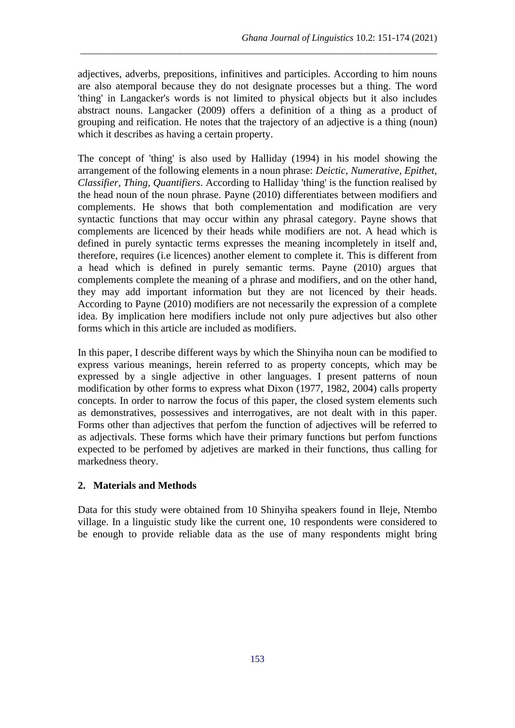adjectives, adverbs, prepositions, infinitives and participles. According to him nouns are also atemporal because they do not designate processes but a thing. The word 'thing' in Langacker's words is not limited to physical objects but it also includes abstract nouns. Langacker (2009) offers a definition of a thing as a product of grouping and reification. He notes that the trajectory of an adjective is a thing (noun) which it describes as having a certain property.

The concept of 'thing' is also used by Halliday (1994) in his model showing the arrangement of the following elements in a noun phrase: *Deictic, Numerative, Epithet, Classifier, Thing, Quantifiers*. According to Halliday 'thing' is the function realised by the head noun of the noun phrase. Payne (2010) differentiates between modifiers and complements. He shows that both complementation and modification are very syntactic functions that may occur within any phrasal category. Payne shows that complements are licenced by their heads while modifiers are not. A head which is defined in purely syntactic terms expresses the meaning incompletely in itself and, therefore, requires (i.e licences) another element to complete it. This is different from a head which is defined in purely semantic terms. Payne (2010) argues that complements complete the meaning of a phrase and modifiers, and on the other hand, they may add important information but they are not licenced by their heads. According to Payne (2010) modifiers are not necessarily the expression of a complete idea. By implication here modifiers include not only pure adjectives but also other forms which in this article are included as modifiers.

In this paper, I describe different ways by which the Shinyiha noun can be modified to express various meanings, herein referred to as property concepts, which may be expressed by a single adjective in other languages. I present patterns of noun modification by other forms to express what Dixon (1977, 1982, 2004) calls property concepts. In order to narrow the focus of this paper, the closed system elements such as demonstratives, possessives and interrogatives, are not dealt with in this paper. Forms other than adjectives that perfom the function of adjectives will be referred to as adjectivals. These forms which have their primary functions but perfom functions expected to be perfomed by adjetives are marked in their functions, thus calling for markedness theory.

## 2. Materials and Methods

Data for this study were obtained from 10 Shinyiha speakers found in Ileje, Ntembo village. In a linguistic study like the current one, 10 respondents were considered to be enough to provide reliable data as the use of many respondents might bring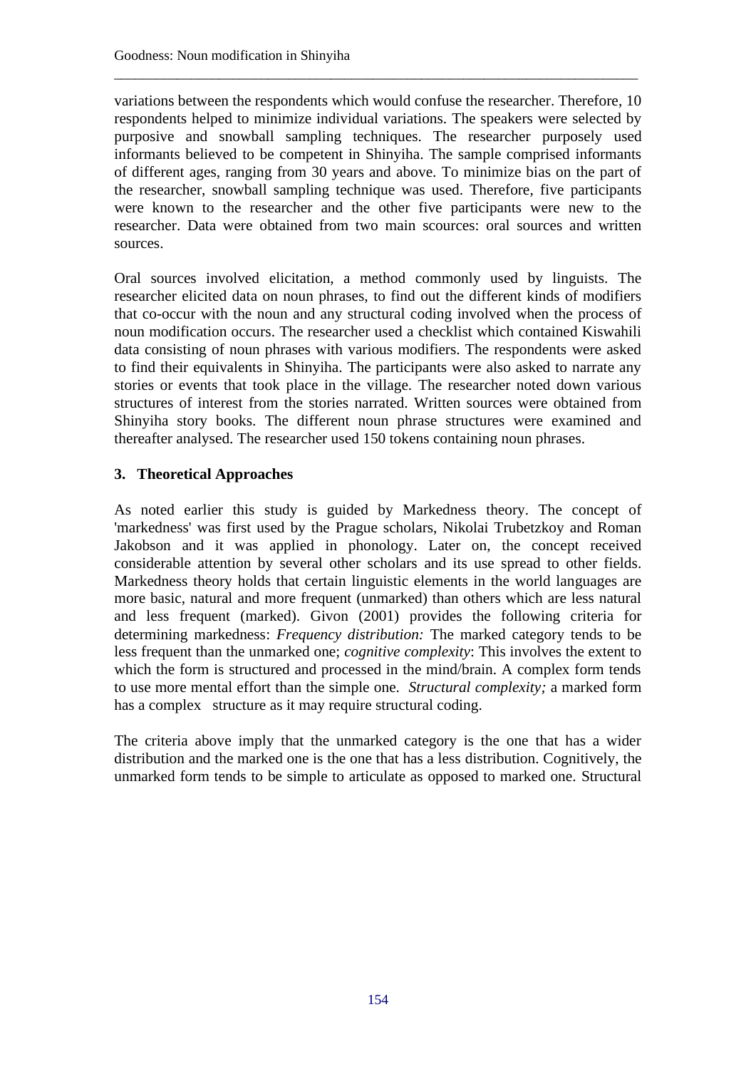variations between the respondents which would confuse the researcher. Therefore, 10 respondents helped to minimize individual variations. The speakers were selected by purposive and snowball sampling techniques. The researcher purposely used informants believed to be competent in Shinyiha. The sample comprised informants of different ages, ranging from 30 years and above. To minimize bias on the part of the researcher, snowball sampling technique was used. Therefore, five participants were known to the researcher and the other five participants were new to the researcher. Data were obtained from two main scources: oral sources and written sources.

Oral sources involved elicitation, a method commonly used by linguists. The researcher elicited data on noun phrases, to find out the different kinds of modifiers that co-occur with the noun and any structural coding involved when the process of noun modification occurs. The researcher used a checklist which contained Kiswahili data consisting of noun phrases with various modifiers. The respondents were asked to find their equivalents in Shinyiha. The participants were also asked to narrate any stories or events that took place in the village. The researcher noted down various structures of interest from the stories narrated. Written sources were obtained from Shinyiha story books. The different noun phrase structures were examined and thereafter analysed. The researcher used 150 tokens containing noun phrases.

## 3. Theoretical Approaches

As noted earlier this study is guided by Markedness theory. The concept of 'markedness' was first used by the Prague scholars, Nikolai Trubetzkoy and Roman Jakobson and it was applied in phonology. Later on, the concept received considerable attention by several other scholars and its use spread to other fields. Markedness theory holds that certain linguistic elements in the world languages are more basic, natural and more frequent (unmarked) than others which are less natural and less frequent (marked). Givon (2001) provides the following criteria for determining markedness: *Frequency distribution:* The marked category tends to be less frequent than the unmarked one; *cognitive complexity*: This involves the extent to which the form is structured and processed in the mind/brain. A complex form tends to use more mental effort than the simple one. *Structural complexity;* a marked form has a complex structure as it may require structural coding.

The criteria above imply that the unmarked category is the one that has a wider distribution and the marked one is the one that has a less distribution. Cognitively, the unmarked form tends to be simple to articulate as opposed to marked one. Structural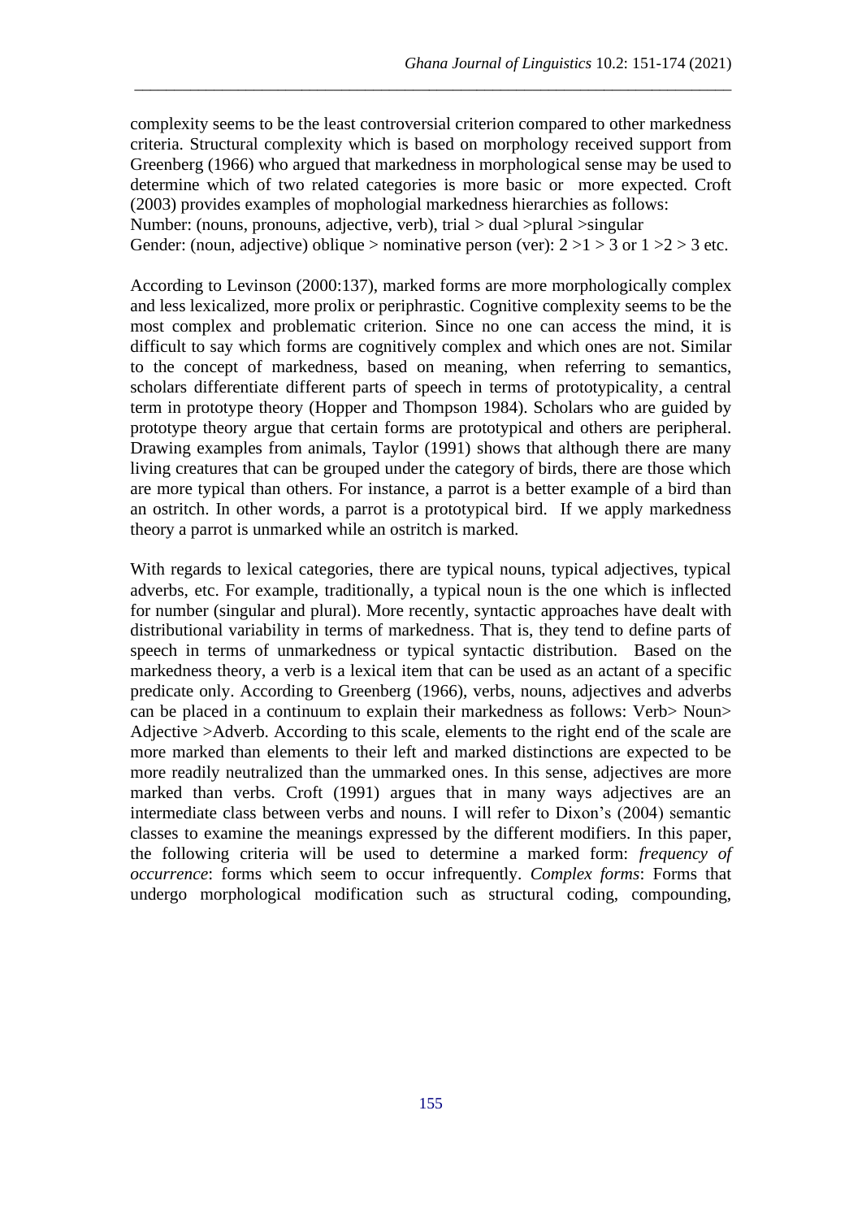complexity seems to be the least controversial criterion compared to other markedness criteria. Structural complexity which is based on morphology received support from Greenberg (1966) who argued that markedness in morphological sense may be used to determine which of two related categories is more basic or more expected. Croft (2003) provides examples of mophologial markedness hierarchies as follows:
Number: (nouns, pronouns, adjective, verb), trial > dual >plural >singular
Gender: (noun, adjective) oblique > nominative person (ver): 2 >1 > 3 or 1 >2 > 3 etc.

According to Levinson (2000:137), marked forms are more morphologically complex and less lexicalized, more prolix or periphrastic. Cognitive complexity seems to be the most complex and problematic criterion. Since no one can access the mind, it is difficult to say which forms are cognitively complex and which ones are not. Similar to the concept of markedness, based on meaning, when referring to semantics, scholars differentiate different parts of speech in terms of prototypicality, a central term in prototype theory (Hopper and Thompson 1984). Scholars who are guided by prototype theory argue that certain forms are prototypical and others are peripheral. Drawing examples from animals, Taylor (1991) shows that although there are many living creatures that can be grouped under the category of birds, there are those which are more typical than others. For instance, a parrot is a better example of a bird than an ostritch. In other words, a parrot is a prototypical bird. If we apply markedness theory a parrot is unmarked while an ostritch is marked.

With regards to lexical categories, there are typical nouns, typical adjectives, typical adverbs, etc. For example, traditionally, a typical noun is the one which is inflected for number (singular and plural). More recently, syntactic approaches have dealt with distributional variability in terms of markedness. That is, they tend to define parts of speech in terms of unmarkedness or typical syntactic distribution. Based on the markedness theory, a verb is a lexical item that can be used as an actant of a specific predicate only. According to Greenberg (1966), verbs, nouns, adjectives and adverbs can be placed in a continuum to explain their markedness as follows: Verb> Noun> Adjective >Adverb. According to this scale, elements to the right end of the scale are more marked than elements to their left and marked distinctions are expected to be more readily neutralized than the ummarked ones. In this sense, adjectives are more marked than verbs. Croft (1991) argues that in many ways adjectives are an intermediate class between verbs and nouns. I will refer to Dixon's (2004) semantic classes to examine the meanings expressed by the different modifiers. In this paper, the following criteria will be used to determine a marked form: *frequency of occurrence*: forms which seem to occur infrequently. *Complex forms*: Forms that undergo morphological modification such as structural coding, compounding,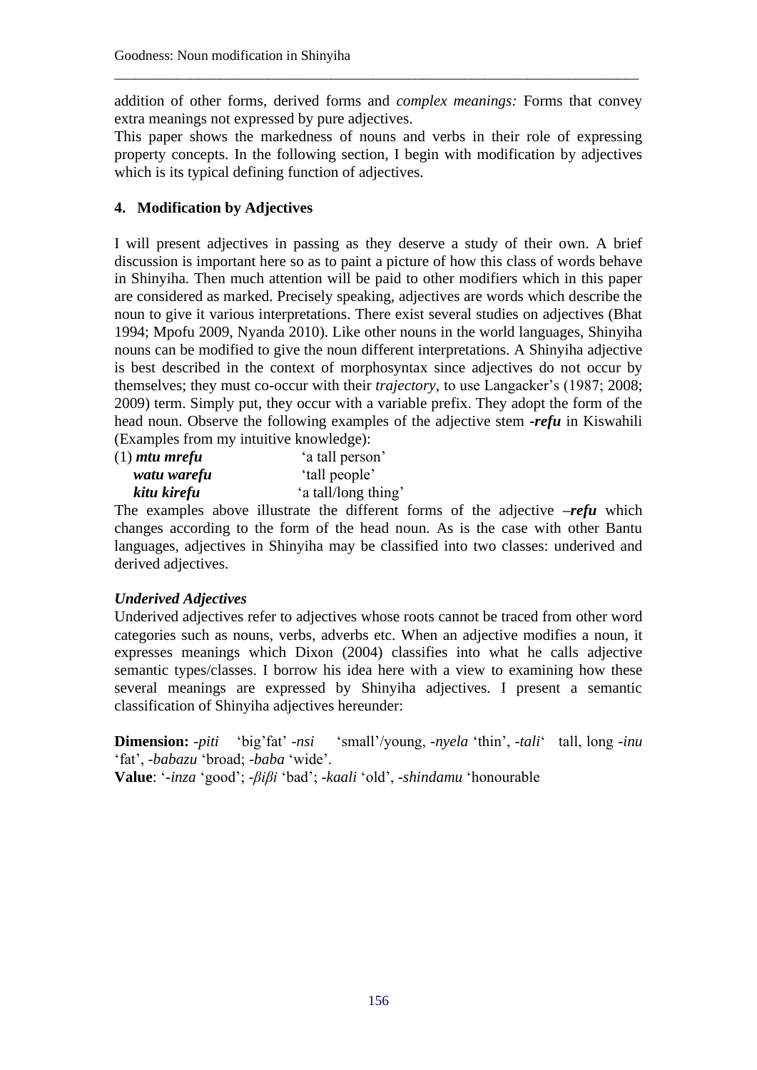addition of other forms, derived forms and *complex meanings:* Forms that convey extra meanings not expressed by pure adjectives.

This paper shows the markedness of nouns and verbs in their role of expressing property concepts. In the following section, I begin with modification by adjectives which is its typical defining function of adjectives.

## 4. Modification by Adjectives

I will present adjectives in passing as they deserve a study of their own. A brief discussion is important here so as to paint a picture of how this class of words behave in Shinyiha. Then much attention will be paid to other modifiers which in this paper are considered as marked. Precisely speaking, adjectives are words which describe the noun to give it various interpretations. There exist several studies on adjectives (Bhat 1994; Mpofu 2009, Nyanda 2010). Like other nouns in the world languages, Shinyiha nouns can be modified to give the noun different interpretations. A Shinyiha adjective is best described in the context of morphosyntax since adjectives do not occur by themselves; they must co-occur with their *trajectory*, to use Langacker's (1987; 2008; 2009) term. Simply put, they occur with a variable prefix. They adopt the form of the head noun. Observe the following examples of the adjective stem ***-refu*** in Kiswahili (Examples from my intuitive knowledge):

(1) ***mtu mrefu*** 'a tall person'
***watu warefu*** 'tall people'
***kitu kirefu*** 'a tall/long thing'

The examples above illustrate the different forms of the adjective ***–refu*** which changes according to the form of the head noun. As is the case with other Bantu languages, adjectives in Shinyiha may be classified into two classes: underived and derived adjectives.

### *Underived Adjectives*

Underived adjectives refer to adjectives whose roots cannot be traced from other word categories such as nouns, verbs, adverbs etc. When an adjective modifies a noun, it expresses meanings which Dixon (2004) classifies into what he calls adjective semantic types/classes. I borrow his idea here with a view to examining how these several meanings are expressed by Shinyiha adjectives. I present a semantic classification of Shinyiha adjectives hereunder:

**Dimension:** *-piti* 'big'fat' *-nsi* 'small'/young, *-nyela* 'thin', *-tali*' tall, long *-inu* 'fat', *-babazu* 'broad; *-baba* 'wide'.

**Value**: '*-inza* 'good'; *-βiβi* 'bad'; *-kaali* 'old', *-shindamu* 'honourable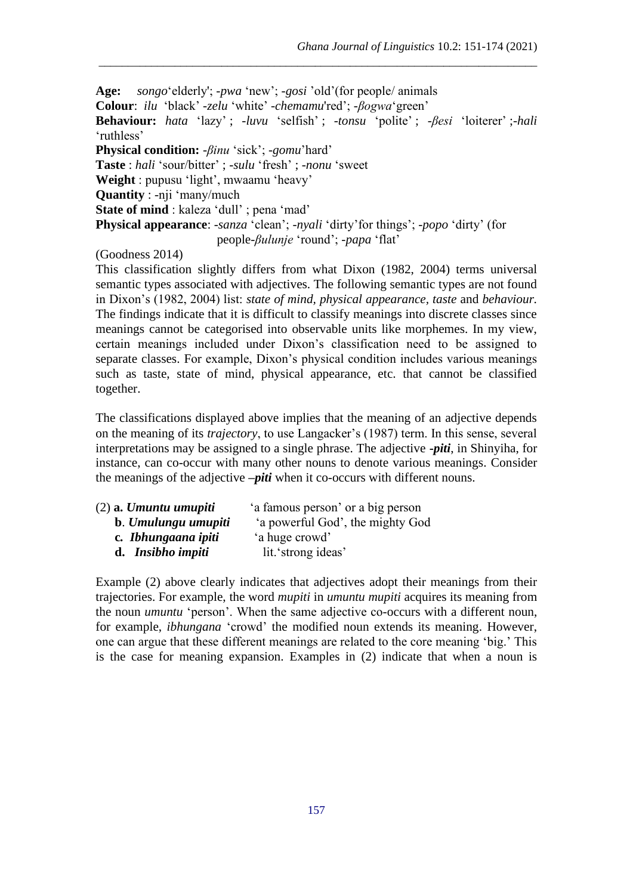**Age:** *songo*'elderly'; *-pwa* 'new'; *-gosi* 'old'(for people/ animals
**Colour**: *ilu* 'black' *-zelu* 'white' *-chemamu*'red'; *-βogwa*'green'
**Behaviour:** *hata* 'lazy' ; *-luvu* 'selfish' ; *-tonsu* 'polite' ; *-βesi* 'loiterer' ;*-hali* 'ruthless'
**Physical condition:** *-βinu* 'sick'; *-gomu*'hard'
**Taste** : *hali* 'sour/bitter' ; *-sulu* 'fresh' ; *-nonu* 'sweet
**Weight** : pupusu 'light', mwaamu 'heavy'
**Quantity** : -nji 'many/much
**State of mind** : kaleza 'dull' ; pena 'mad'
**Physical appearance**: *-sanza* 'clean'; *-nyali* 'dirty'for things'; *-popo* 'dirty' (for people-*βulunje* 'round'; *-papa* 'flat'

(Goodness 2014)

This classification slightly differs from what Dixon (1982, 2004) terms universal semantic types associated with adjectives. The following semantic types are not found in Dixon's (1982, 2004) list: *state of mind, physical appearance, taste* and *behaviour.* The findings indicate that it is difficult to classify meanings into discrete classes since meanings cannot be categorised into observable units like morphemes. In my view, certain meanings included under Dixon's classification need to be assigned to separate classes. For example, Dixon's physical condition includes various meanings such as taste, state of mind, physical appearance, etc. that cannot be classified together.

The classifications displayed above implies that the meaning of an adjective depends on the meaning of its *trajectory*, to use Langacker's (1987) term. In this sense, several interpretations may be assigned to a single phrase. The adjective ***-piti***, in Shinyiha, for instance, can co-occur with many other nouns to denote various meanings. Consider the meanings of the adjective ***–piti*** when it co-occurs with different nouns.

(2) **a.** ***Umuntu umupiti*** 'a famous person' or a big person
**b**. ***Umulungu umupiti*** 'a powerful God', the mighty God
**c.** ***Ibhungaana ipiti*** 'a huge crowd'
**d.** ***Insibho impiti*** lit.'strong ideas'

Example (2) above clearly indicates that adjectives adopt their meanings from their trajectories. For example, the word *mupiti* in *umuntu mupiti* acquires its meaning from the noun *umuntu* 'person'. When the same adjective co-occurs with a different noun, for example, *ibhungana* 'crowd' the modified noun extends its meaning. However, one can argue that these different meanings are related to the core meaning 'big.' This is the case for meaning expansion. Examples in (2) indicate that when a noun is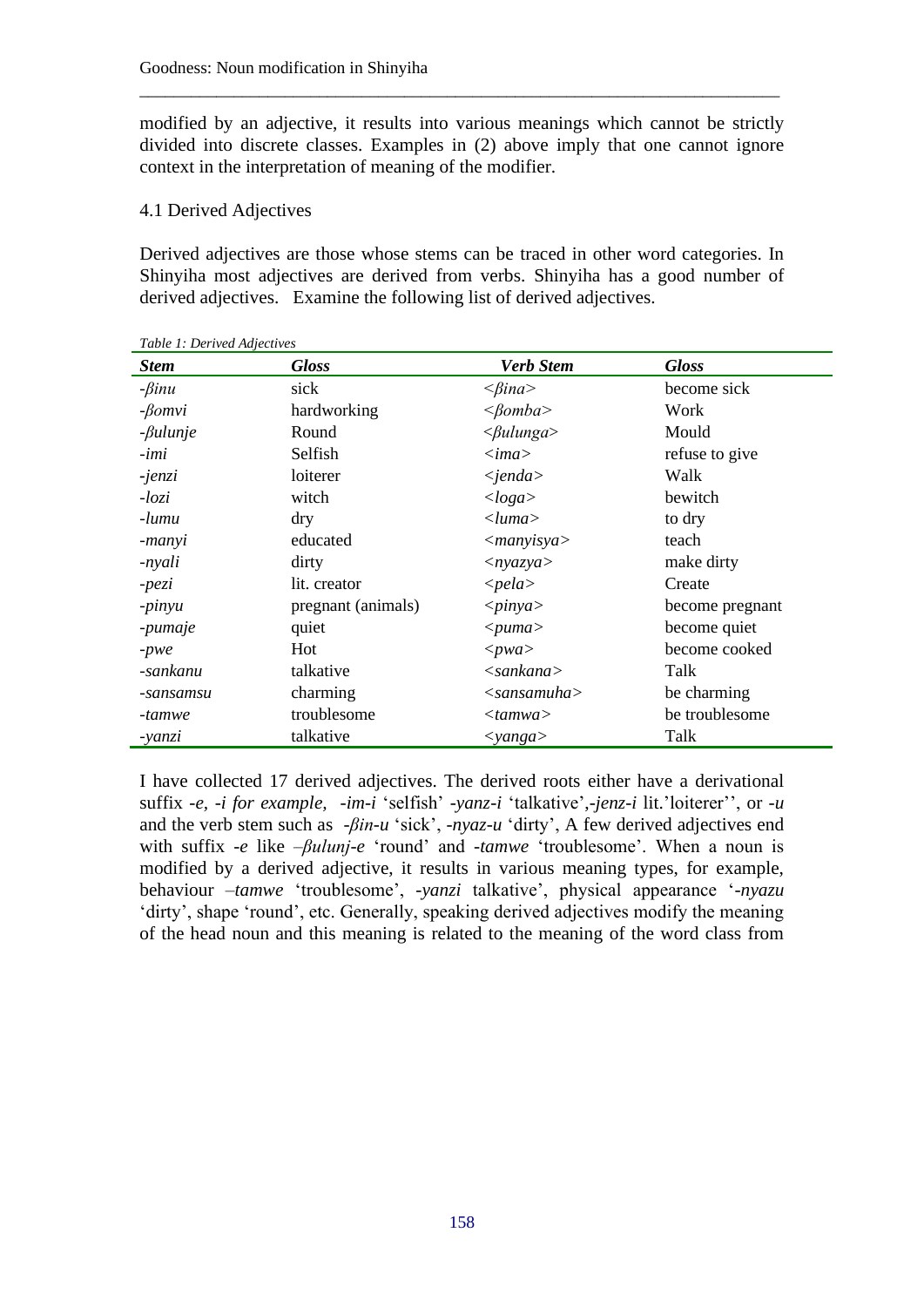modified by an adjective, it results into various meanings which cannot be strictly divided into discrete classes. Examples in (2) above imply that one cannot ignore context in the interpretation of meaning of the modifier.

### 4.1 Derived Adjectives

Derived adjectives are those whose stems can be traced in other word categories. In Shinyiha most adjectives are derived from verbs. Shinyiha has a good number of derived adjectives. Examine the following list of derived adjectives.

*Table 1: Derived Adjectives*

| ***Stem*** | ***Gloss*** | ***Verb Stem*** | ***Gloss*** |
|---|---|---|---|
| *-βinu* | sick | *<βina>* | become sick |
| *-βomvi* | hardworking | *<βomba>* | Work |
| *-βulunje* | Round | *<βulunga>* | Mould |
| *-imi* | Selfish | *<ima>* | refuse to give |
| *-jenzi* | loiterer | *<jenda>* | Walk |
| *-lozi* | witch | *<loga>* | bewitch |
| *-lumu* | dry | *<luma>* | to dry |
| *-manyi* | educated | *<manyisya>* | teach |
| *-nyali* | dirty | *<nyazya>* | make dirty |
| *-pezi* | lit. creator | *<pela>* | Create |
| *-pinyu* | pregnant (animals) | *<pinya>* | become pregnant |
| *-pumaje* | quiet | *<puma>* | become quiet |
| *-pwe* | Hot | *<pwa>* | become cooked |
| *-sankanu* | talkative | *<sankana>* | Talk |
| *-sansamsu* | charming | *<sansamuha>* | be charming |
| *-tamwe* | troublesome | *<tamwa>* | be troublesome |
| *-yanzi* | talkative | *<yanga>* | Talk |

I have collected 17 derived adjectives. The derived roots either have a derivational suffix *-e, -i for example, -im-i* 'selfish' *-yanz-i* 'talkative',*-jenz-i* lit.'loiterer'', or *-u* and the verb stem such as *-βin-u* 'sick', *-nyaz-u* 'dirty', A few derived adjectives end with suffix *-e* like *–βulunj-e* 'round' and *-tamwe* 'troublesome'. When a noun is modified by a derived adjective, it results in various meaning types, for example, behaviour *–tamwe* 'troublesome', *-yanzi* talkative', physical appearance '*-nyazu* 'dirty', shape 'round', etc. Generally, speaking derived adjectives modify the meaning of the head noun and this meaning is related to the meaning of the word class from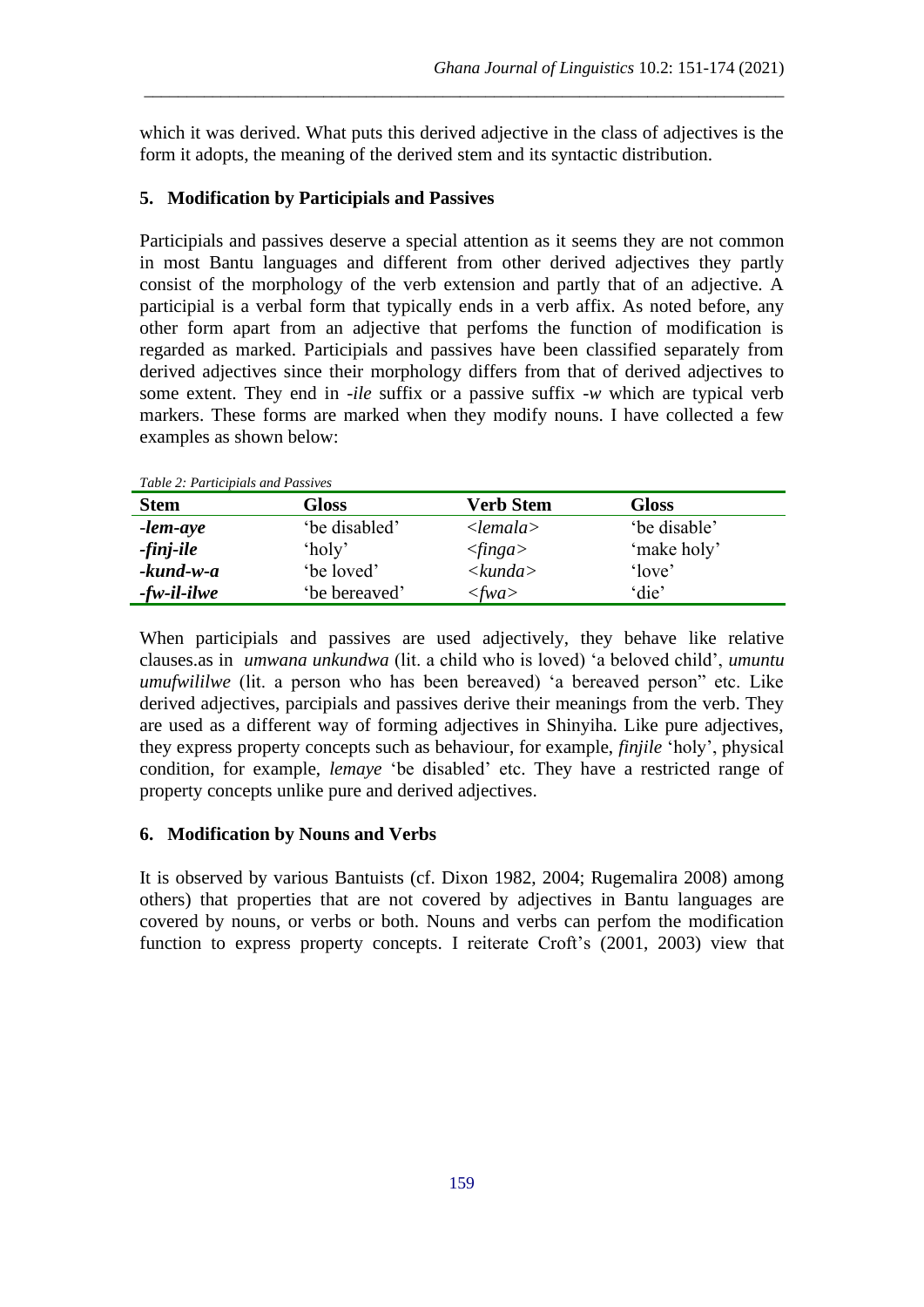which it was derived. What puts this derived adjective in the class of adjectives is the form it adopts, the meaning of the derived stem and its syntactic distribution.

## 5. Modification by Participials and Passives

Participials and passives deserve a special attention as it seems they are not common in most Bantu languages and different from other derived adjectives they partly consist of the morphology of the verb extension and partly that of an adjective. A participial is a verbal form that typically ends in a verb affix. As noted before, any other form apart from an adjective that perfoms the function of modification is regarded as marked. Participials and passives have been classified separately from derived adjectives since their morphology differs from that of derived adjectives to some extent. They end in *-ile* suffix or a passive suffix *-w* which are typical verb markers. These forms are marked when they modify nouns. I have collected a few examples as shown below:

*Table 2: Participials and Passives*

| Stem | Gloss | Verb Stem | Gloss |
|---|---|---|---|
| ***-lem-aye*** | 'be disabled' | *<lemala>* | 'be disable' |
| ***-finj-ile*** | 'holy' | *<finga>* | 'make holy' |
| ***-kund-w-a*** | 'be loved' | *<kunda>* | 'love' |
| ***-fw-il-ilwe*** | 'be bereaved' | *<fwa>* | 'die' |

When participials and passives are used adjectively, they behave like relative clauses.as in *umwana unkundwa* (lit. a child who is loved) 'a beloved child', *umuntu umufwililwe* (lit. a person who has been bereaved) 'a bereaved person" etc. Like derived adjectives, parcipials and passives derive their meanings from the verb. They are used as a different way of forming adjectives in Shinyiha. Like pure adjectives, they express property concepts such as behaviour, for example, *finjile* 'holy', physical condition, for example, *lemaye* 'be disabled' etc. They have a restricted range of property concepts unlike pure and derived adjectives.

## 6. Modification by Nouns and Verbs

It is observed by various Bantuists (cf. Dixon 1982, 2004; Rugemalira 2008) among others) that properties that are not covered by adjectives in Bantu languages are covered by nouns, or verbs or both. Nouns and verbs can perfom the modification function to express property concepts. I reiterate Croft's (2001, 2003) view that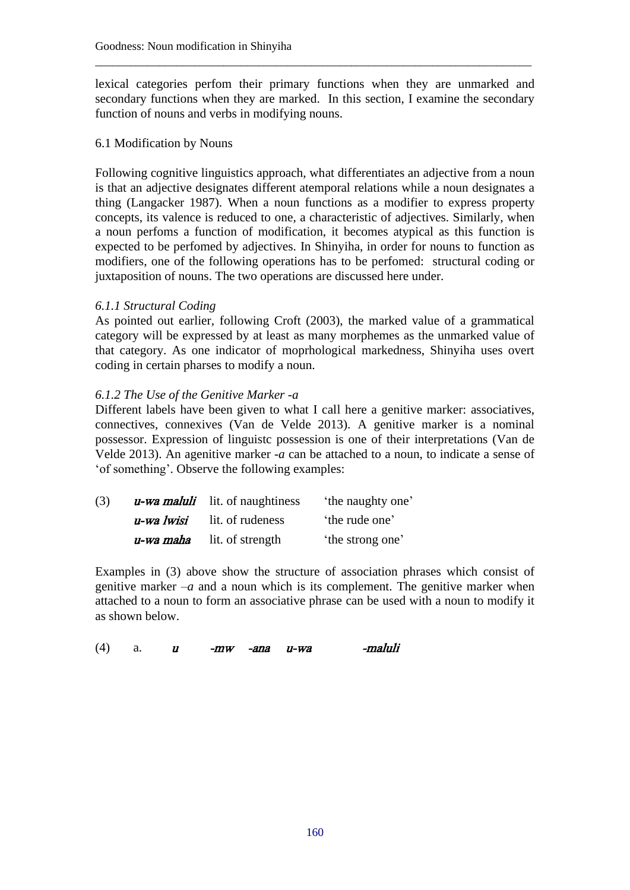lexical categories perfom their primary functions when they are unmarked and secondary functions when they are marked. In this section, I examine the secondary function of nouns and verbs in modifying nouns.

6.1 Modification by Nouns

Following cognitive linguistics approach, what differentiates an adjective from a noun is that an adjective designates different atemporal relations while a noun designates a thing (Langacker 1987). When a noun functions as a modifier to express property concepts, its valence is reduced to one, a characteristic of adjectives. Similarly, when a noun perfoms a function of modification, it becomes atypical as this function is expected to be perfomed by adjectives. In Shinyiha, in order for nouns to function as modifiers, one of the following operations has to be perfomed: structural coding or juxtaposition of nouns. The two operations are discussed here under.

*6.1.1 Structural Coding*

As pointed out earlier, following Croft (2003), the marked value of a grammatical category will be expressed by at least as many morphemes as the unmarked value of that category. As one indicator of moprhological markedness, Shinyiha uses overt coding in certain pharses to modify a noun.

*6.1.2 The Use of the Genitive Marker -a*

Different labels have been given to what I call here a genitive marker: associatives, connectives, connexives (Van de Velde 2013). A genitive marker is a nominal possessor. Expression of linguistc possession is one of their interpretations (Van de Velde 2013). An agenitive marker *-a* can be attached to a noun, to indicate a sense of 'of something'. Observe the following examples:

| (3) | ***u-wa maluli*** | lit. of naughtiness | 'the naughty one' |
|---|---|---|---|
| | ***u-wa lwisi*** | lit. of rudeness | 'the rude one' |
| | ***u-wa maha*** | lit. of strength | 'the strong one' |

Examples in (3) above show the structure of association phrases which consist of genitive marker *–a* and a noun which is its complement. The genitive marker when attached to a noun to form an associative phrase can be used with a noun to modify it as shown below.

(4) a. ***u -mw -ana u-wa -maluli***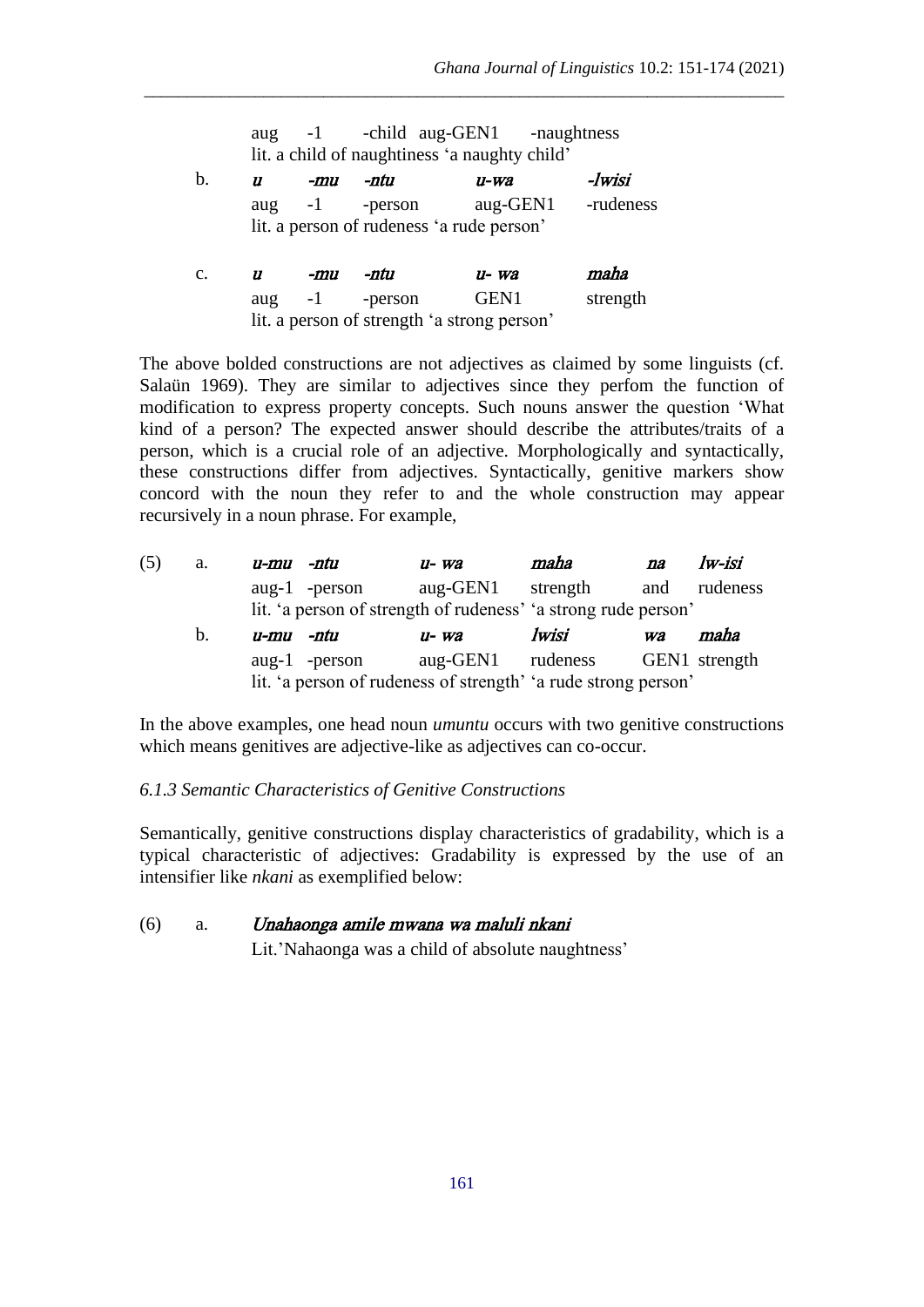aug -1 -child aug-GEN1 -naughtness
lit. a child of naughtiness 'a naughty child'

b. *u -mu -ntu u-wa -lwisi*
aug -1 -person aug-GEN1 -rudeness
lit. a person of rudeness 'a rude person'

c. *u -mu -ntu u- wa maha*
aug -1 -person GEN1 strength
lit. a person of strength 'a strong person'

The above bolded constructions are not adjectives as claimed by some linguists (cf. Salaün 1969). They are similar to adjectives since they perfom the function of modification to express property concepts. Such nouns answer the question 'What kind of a person? The expected answer should describe the attributes/traits of a person, which is a crucial role of an adjective. Morphologically and syntactically, these constructions differ from adjectives. Syntactically, genitive markers show concord with the noun they refer to and the whole construction may appear recursively in a noun phrase. For example,

(5) a. *u-mu -ntu u- wa maha na lw-isi*
aug-1 -person aug-GEN1 strength and rudeness
lit. 'a person of strength of rudeness' 'a strong rude person'

b. *u-mu -ntu u- wa lwisi wa maha*
aug-1 -person aug-GEN1 rudeness GEN1 strength
lit. 'a person of rudeness of strength' 'a rude strong person'

In the above examples, one head noun *umuntu* occurs with two genitive constructions which means genitives are adjective-like as adjectives can co-occur.

*6.1.3 Semantic Characteristics of Genitive Constructions*

Semantically, genitive constructions display characteristics of gradability, which is a typical characteristic of adjectives: Gradability is expressed by the use of an intensifier like *nkani* as exemplified below:

(6) a. *Unahaonga amile mwana wa maluli nkani*
Lit.'Nahaonga was a child of absolute naughtness'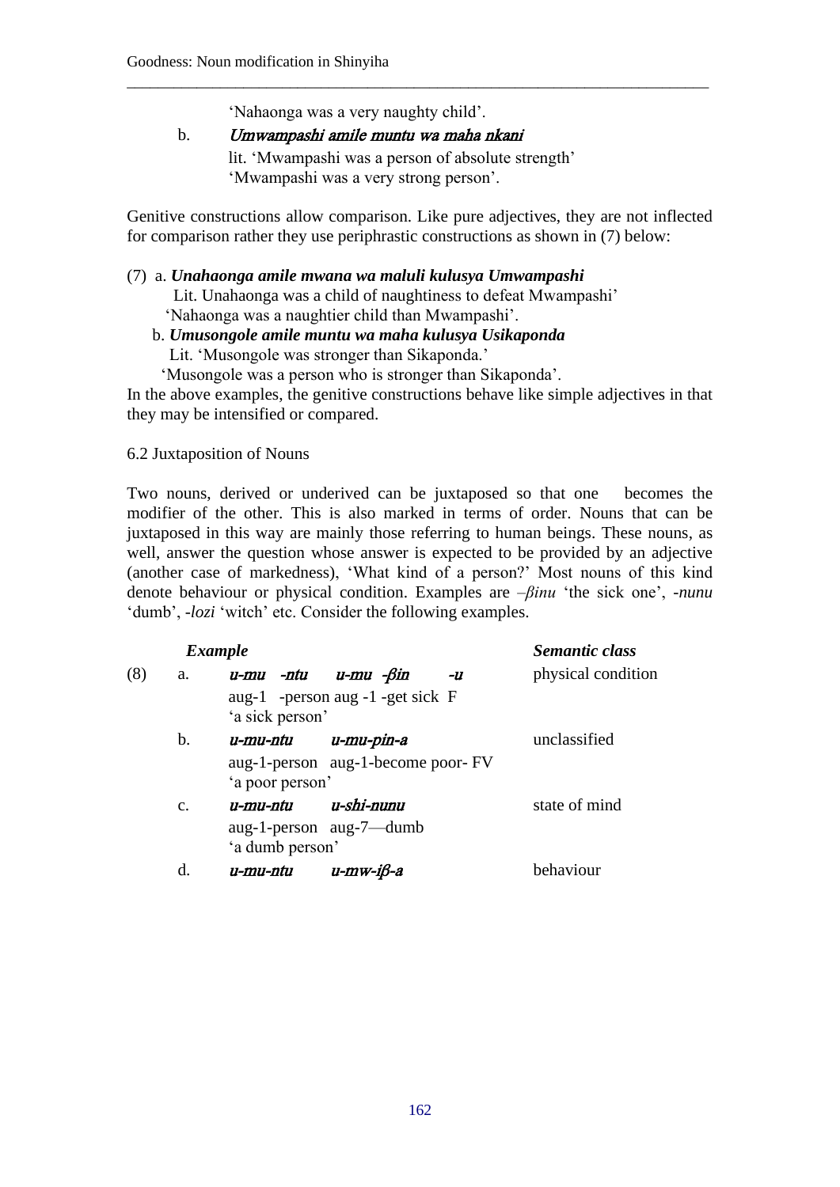'Nahaonga was a very naughty child'.

b. *Umwampashi amile muntu wa maha nkani*
lit. 'Mwampashi was a person of absolute strength'
'Mwampashi was a very strong person'.

Genitive constructions allow comparison. Like pure adjectives, they are not inflected for comparison rather they use periphrastic constructions as shown in (7) below:

(7) a. ***Unahaonga amile mwana wa maluli kulusya Umwampashi***
Lit. Unahaonga was a child of naughtiness to defeat Mwampashi'
'Nahaonga was a naughtier child than Mwampashi'.

b. ***Umusongole amile muntu wa maha kulusya Usikaponda***
Lit. 'Musongole was stronger than Sikaponda.'
'Musongole was a person who is stronger than Sikaponda'.

In the above examples, the genitive constructions behave like simple adjectives in that they may be intensified or compared.

6.2 Juxtaposition of Nouns

Two nouns, derived or underived can be juxtaposed so that one becomes the modifier of the other. This is also marked in terms of order. Nouns that can be juxtaposed in this way are mainly those referring to human beings. These nouns, as well, answer the question whose answer is expected to be provided by an adjective (another case of markedness), 'What kind of a person?' Most nouns of this kind denote behaviour or physical condition. Examples are *–βinu* 'the sick one', *-nunu* 'dumb', *-lozi* 'witch' etc. Consider the following examples.

| | | ***Example*** | ***Semantic class*** |
|---|---|---|---|
| (8) | a. | *u-mu -ntu u-mu -βin -u*<br>aug-1 -person aug -1 -get sick F<br>'a sick person' | physical condition |
| | b. | *u-mu-ntu u-mu-pin-a*<br>aug-1-person aug-1-become poor- FV<br>'a poor person' | unclassified |
| | c. | *u-mu-ntu u-shi-nunu*<br>aug-1-person aug-7—dumb<br>'a dumb person' | state of mind |
| | d. | *u-mu-ntu u-mw-iβ-a* | behaviour |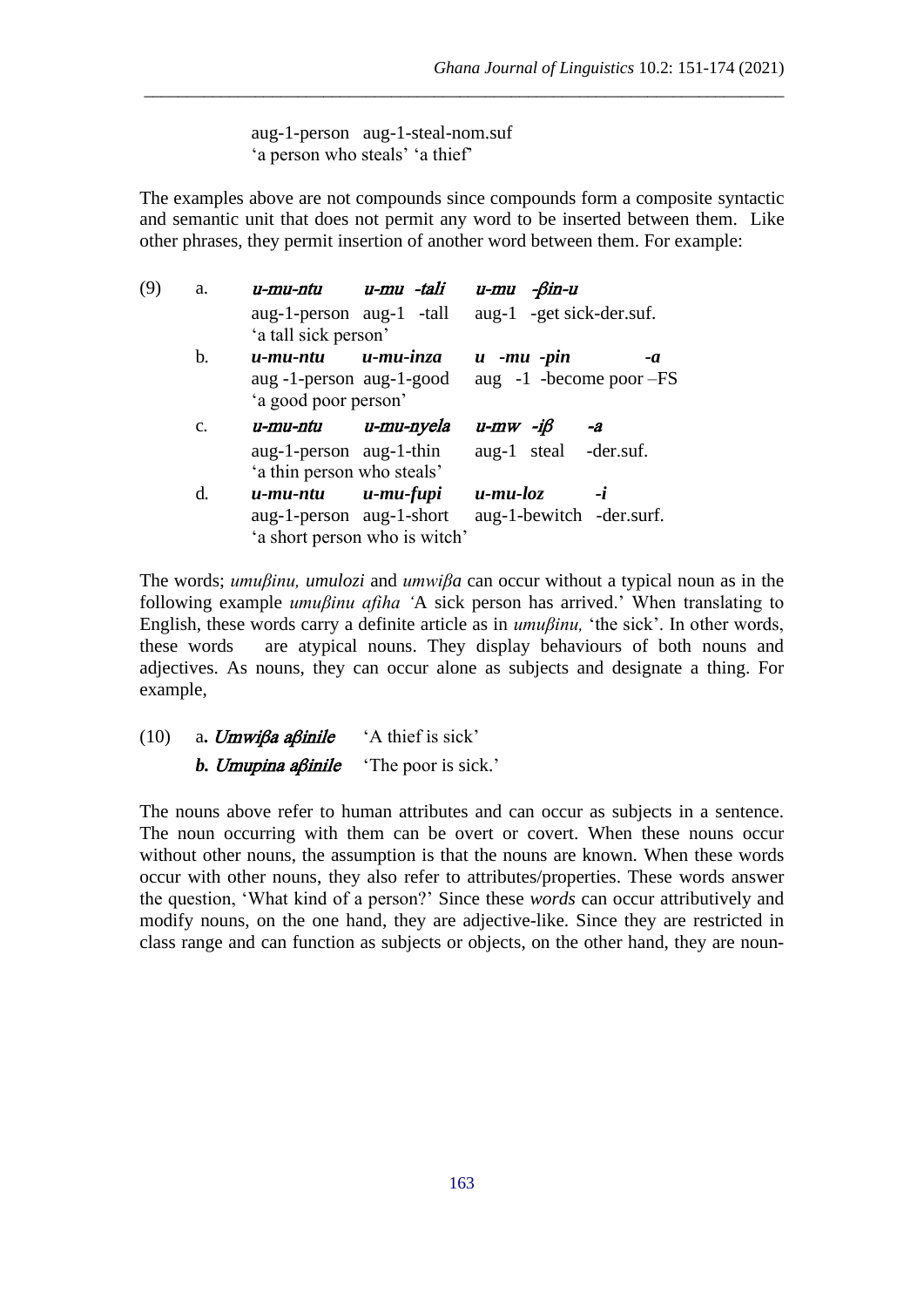aug-1-person aug-1-steal-nom.suf
'a person who steals' 'a thief'

The examples above are not compounds since compounds form a composite syntactic and semantic unit that does not permit any word to be inserted between them. Like other phrases, they permit insertion of another word between them. For example:

(9) a. *u-mu-ntu u-mu -tali u-mu -βin-u*
aug-1-person aug-1 -tall aug-1 -get sick-der.suf.
'a tall sick person'

b. ***u-mu-ntu u-mu-inza u -mu -pin -a***
aug -1-person aug-1-good aug -1 -become poor –FS
'a good poor person'

c. *u-mu-ntu u-mu-nyela u-mw -iβ -a*
aug-1-person aug-1-thin aug-1 steal -der.suf.
'a thin person who steals'

d. ***u-mu-ntu u-mu-fupi u-mu-loz -i***
aug-1-person aug-1-short aug-1-bewitch -der.surf.
'a short person who is witch'

The words; *umuβinu, umulozi* and *umwiβa* can occur without a typical noun as in the following example *umuβinu afiha '*A sick person has arrived.' When translating to English, these words carry a definite article as in *umuβinu,* 'the sick'. In other words, these words are atypical nouns. They display behaviours of both nouns and adjectives. As nouns, they can occur alone as subjects and designate a thing. For example,

(10) a**. *Umwiβa aβinile*** 'A thief is sick'
***b. Umupina aβinile*** 'The poor is sick.'

The nouns above refer to human attributes and can occur as subjects in a sentence. The noun occurring with them can be overt or covert. When these nouns occur without other nouns, the assumption is that the nouns are known. When these words occur with other nouns, they also refer to attributes/properties. These words answer the question, 'What kind of a person?' Since these *words* can occur attributively and modify nouns, on the one hand, they are adjective-like. Since they are restricted in class range and can function as subjects or objects, on the other hand, they are noun-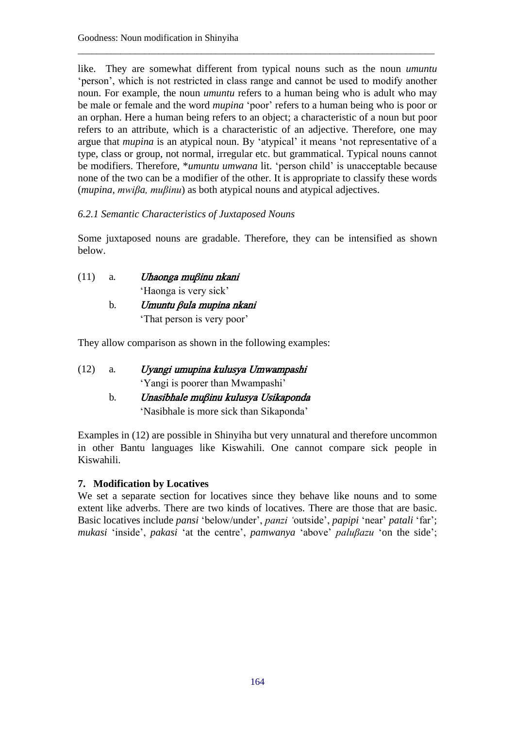like. They are somewhat different from typical nouns such as the noun *umuntu* 'person', which is not restricted in class range and cannot be used to modify another noun. For example, the noun *umuntu* refers to a human being who is adult who may be male or female and the word *mupina* 'poor' refers to a human being who is poor or an orphan. Here a human being refers to an object; a characteristic of a noun but poor refers to an attribute, which is a characteristic of an adjective. Therefore, one may argue that *mupina* is an atypical noun. By 'atypical' it means 'not representative of a type, class or group, not normal, irregular etc. but grammatical. Typical nouns cannot be modifiers. Therefore, \**umuntu umwana* lit. 'person child' is unacceptable because none of the two can be a modifier of the other. It is appropriate to classify these words (*mupina, mwiβa, muβinu*) as both atypical nouns and atypical adjectives.

### *6.2.1 Semantic Characteristics of Juxtaposed Nouns*

Some juxtaposed nouns are gradable. Therefore, they can be intensified as shown below.

(11) a. *Uhaonga muβinu nkani*
'Haonga is very sick'
b. *Umuntu βula mupina nkani*
'That person is very poor'

They allow comparison as shown in the following examples:

(12) a. *Uyangi umupina kulusya Umwampashi*
'Yangi is poorer than Mwampashi'
b. *Unasibhale muβinu kulusya Usikaponda*
'Nasibhale is more sick than Sikaponda'

Examples in (12) are possible in Shinyiha but very unnatural and therefore uncommon in other Bantu languages like Kiswahili. One cannot compare sick people in Kiswahili.

## 7. Modification by Locatives

We set a separate section for locatives since they behave like nouns and to some extent like adverbs. There are two kinds of locatives. There are those that are basic. Basic locatives include *pansi* 'below/under', *panzi* 'outside', *papipi* 'near' *patali* 'far'; *mukasi* 'inside', *pakasi* 'at the centre', *pamwanya* 'above' *paluβazu* 'on the side';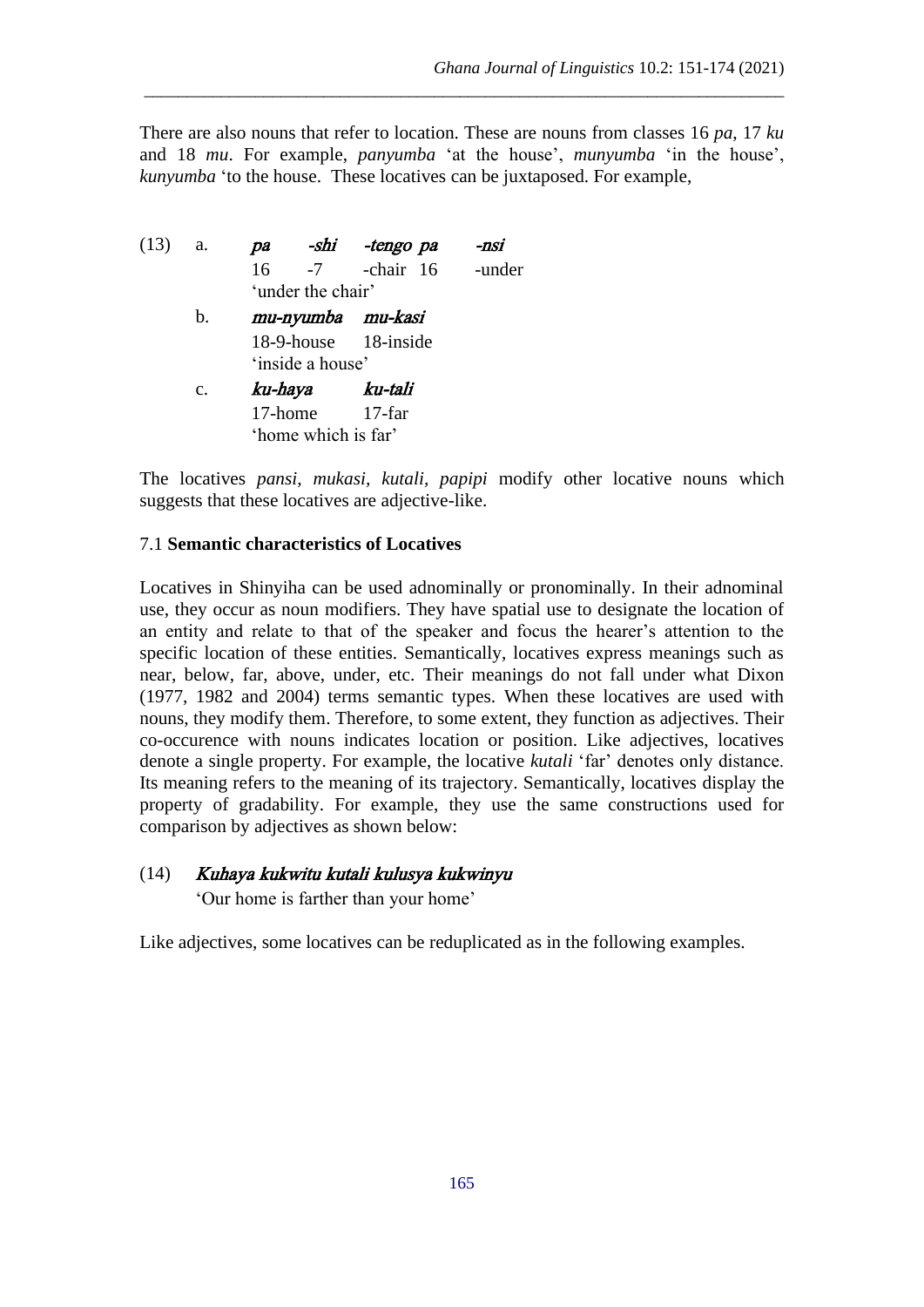There are also nouns that refer to location. These are nouns from classes 16 *pa,* 17 *ku* and 18 *mu*. For example, *panyumba* 'at the house', *munyumba* 'in the house', *kunyumba* 'to the house. These locatives can be juxtaposed. For example,

(13) a. *pa -shi -tengo pa -nsi*
16 -7 -chair 16 -under
'under the chair'

b. *mu-nyumba mu-kasi*
18-9-house 18-inside
'inside a house'

c. *ku-haya ku-tali*
17-home 17-far
'home which is far'

The locatives *pansi, mukasi, kutali, papipi* modify other locative nouns which suggests that these locatives are adjective-like.

### 7.1 **Semantic characteristics of Locatives**

Locatives in Shinyiha can be used adnominally or pronominally. In their adnominal use, they occur as noun modifiers. They have spatial use to designate the location of an entity and relate to that of the speaker and focus the hearer's attention to the specific location of these entities. Semantically, locatives express meanings such as near, below, far, above, under, etc. Their meanings do not fall under what Dixon (1977, 1982 and 2004) terms semantic types. When these locatives are used with nouns, they modify them. Therefore, to some extent, they function as adjectives. Their co-occurence with nouns indicates location or position. Like adjectives, locatives denote a single property. For example, the locative *kutali* 'far' denotes only distance. Its meaning refers to the meaning of its trajectory. Semantically, locatives display the property of gradability. For example, they use the same constructions used for comparison by adjectives as shown below:

(14) *Kuhaya kukwitu kutali kulusya kukwinyu*
'Our home is farther than your home'

Like adjectives, some locatives can be reduplicated as in the following examples.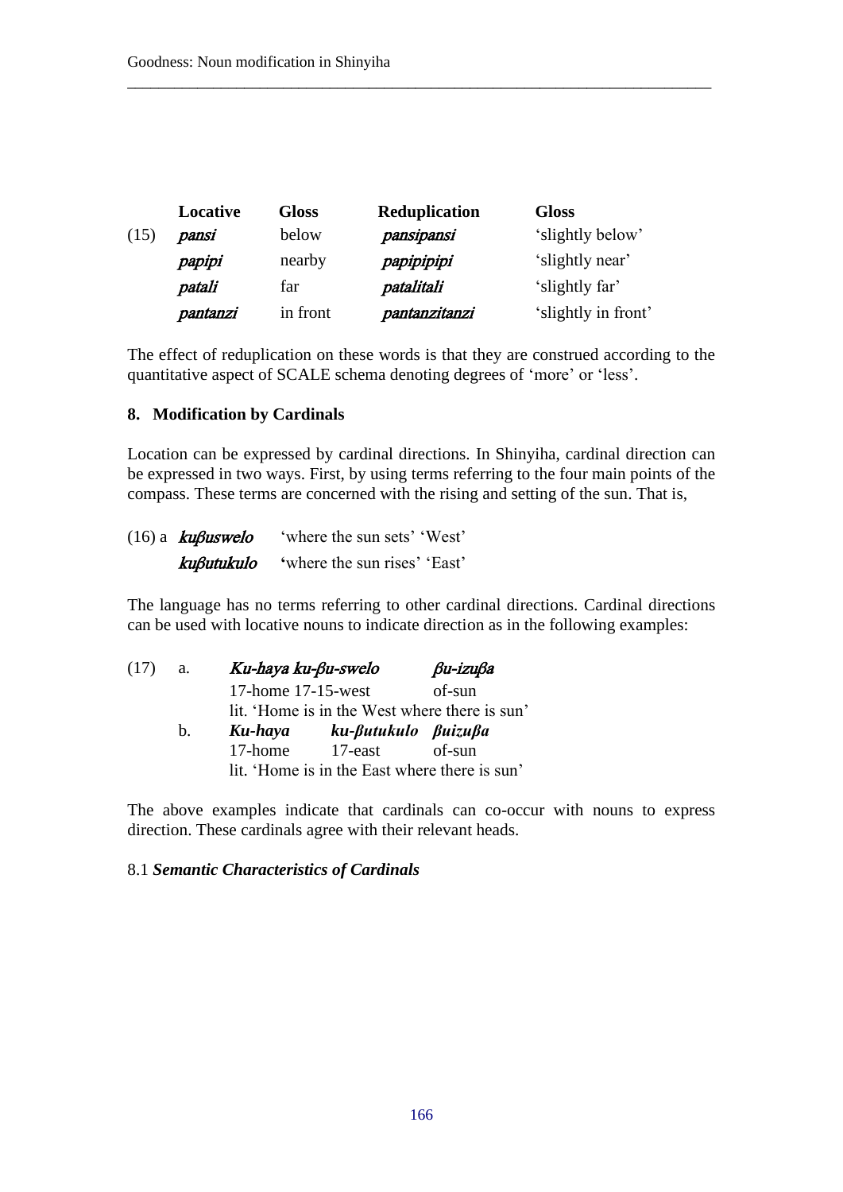| | Locative | Gloss | Reduplication | Gloss |
|---|---|---|---|---|
| (15) | *pansi* | below | *pansipansi* | 'slightly below' |
| | *papipi* | nearby | *papipipipi* | 'slightly near' |
| | *patali* | far | *patalitali* | 'slightly far' |
| | *pantanzi* | in front | *pantanzitanzi* | 'slightly in front' |

The effect of reduplication on these words is that they are construed according to the quantitative aspect of SCALE schema denoting degrees of 'more' or 'less'.

## 8. Modification by Cardinals

Location can be expressed by cardinal directions. In Shinyiha, cardinal direction can be expressed in two ways. First, by using terms referring to the four main points of the compass. These terms are concerned with the rising and setting of the sun. That is,

(16) a *kuβuswelo* 'where the sun sets' 'West'
*kuβutukulo* 'where the sun rises' 'East'

The language has no terms referring to other cardinal directions. Cardinal directions can be used with locative nouns to indicate direction as in the following examples:

(17) a. *Ku-haya ku-βu-swelo* *βu-izuβa*
17-home 17-15-west of-sun
lit. 'Home is in the West where there is sun'

b. ***Ku-haya*** ***ku-βutukulo*** ***βuizuβa***
17-home 17-east of-sun
lit. 'Home is in the East where there is sun'

The above examples indicate that cardinals can co-occur with nouns to express direction. These cardinals agree with their relevant heads.

### 8.1 *Semantic Characteristics of Cardinals*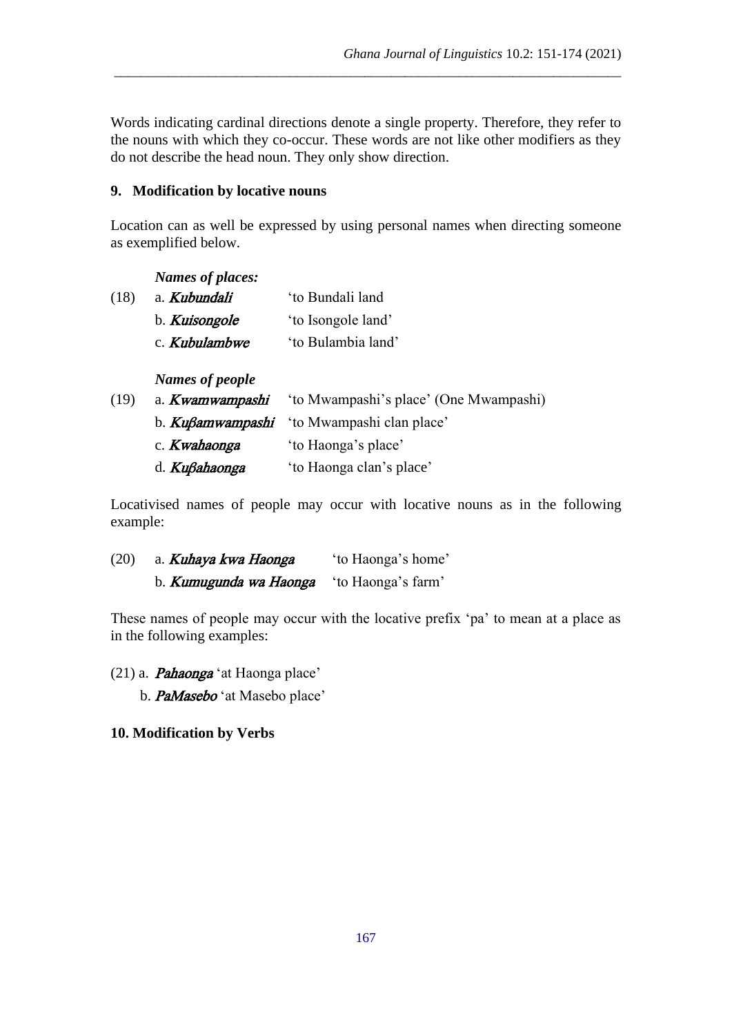Words indicating cardinal directions denote a single property. Therefore, they refer to the nouns with which they co-occur. These words are not like other modifiers as they do not describe the head noun. They only show direction.

## 9. Modification by locative nouns

Location can as well be expressed by using personal names when directing someone as exemplified below.

***Names of places:***

(18) a. ***Kubundali*** 'to Bundali land'
  b. ***Kuisongole*** 'to Isongole land'
  c. ***Kubulambwe*** 'to Bulambia land'

***Names of people***

(19) a. ***Kwamwampashi*** 'to Mwampashi's place' (One Mwampashi)
  b. ***Kuβamwampashi*** 'to Mwampashi clan place'
  c. ***Kwahaonga*** 'to Haonga's place'
  d. ***Kuβahaonga*** 'to Haonga clan's place'

Locativised names of people may occur with locative nouns as in the following example:

(20) a. ***Kuhaya kwa Haonga*** 'to Haonga's home'
  b. ***Kumugunda wa Haonga*** 'to Haonga's farm'

These names of people may occur with the locative prefix 'pa' to mean at a place as in the following examples:

(21) a. ***Pahaonga*** 'at Haonga place'
  b. ***PaMasebo*** 'at Masebo place'

## 10. Modification by Verbs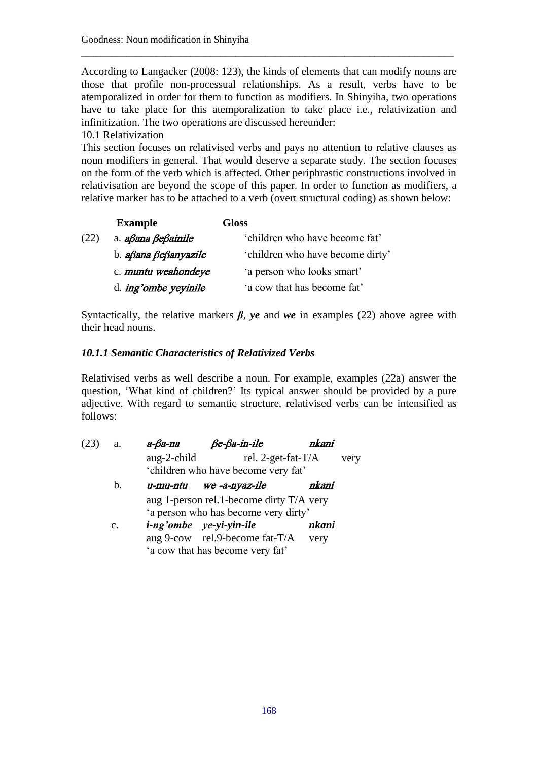According to Langacker (2008: 123), the kinds of elements that can modify nouns are those that profile non-processual relationships. As a result, verbs have to be atemporalized in order for them to function as modifiers. In Shinyiha, two operations have to take place for this atemporalization to take place i.e., relativization and infinitization. The two operations are discussed hereunder:

10.1 Relativization

This section focuses on relativised verbs and pays no attention to relative clauses as noun modifiers in general. That would deserve a separate study. The section focuses on the form of the verb which is affected. Other periphrastic constructions involved in relativisation are beyond the scope of this paper. In order to function as modifiers, a relative marker has to be attached to a verb (overt structural coding) as shown below:

| | Example | Gloss |
|---|---|---|
| (22) | a. *aβana βeβainile* | 'children who have become fat' |
| | b. *aβana βeβanyazile* | 'children who have become dirty' |
| | c. *muntu weahondeye* | 'a person who looks smart' |
| | d. *ing'ombe yeyinile* | 'a cow that has become fat' |

Syntactically, the relative markers ***β***, ***ye*** and ***we*** in examples (22) above agree with their head nouns.

### *10.1.1 Semantic Characteristics of Relativized Verbs*

Relativised verbs as well describe a noun. For example, examples (22a) answer the question, 'What kind of children?' Its typical answer should be provided by a pure adjective. With regard to semantic structure, relativised verbs can be intensified as follows:

(23) a. *a-βa-na βe-βa-in-ile nkani*
aug-2-child rel. 2-get-fat-T/A very
'children who have become very fat'

b. *u-mu-ntu we -a-nyaz-ile nkani*
aug 1-person rel.1-become dirty T/A very
'a person who has become very dirty'

c. ***i-ng'ombe ye-yi-yin-ile nkani***
aug 9-cow rel.9-become fat-T/A very
'a cow that has become very fat'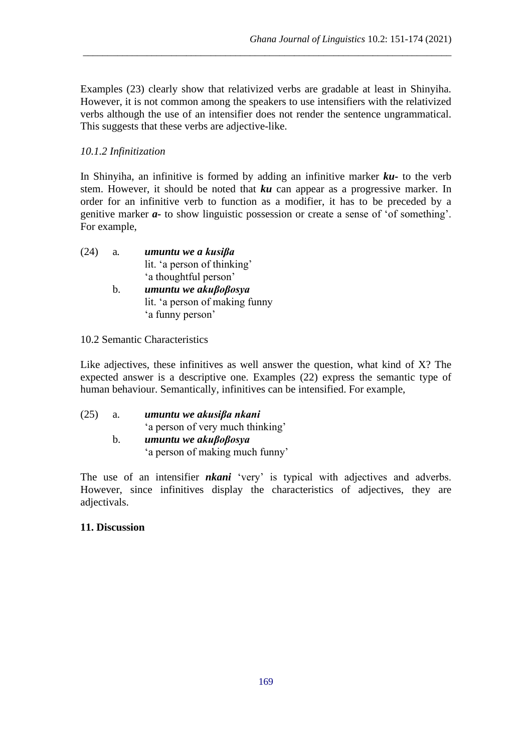Examples (23) clearly show that relativized verbs are gradable at least in Shinyiha. However, it is not common among the speakers to use intensifiers with the relativized verbs although the use of an intensifier does not render the sentence ungrammatical. This suggests that these verbs are adjective-like.

*10.1.2 Infinitization*

In Shinyiha, an infinitive is formed by adding an infinitive marker ***ku-*** to the verb stem. However, it should be noted that ***ku*** can appear as a progressive marker. In order for an infinitive verb to function as a modifier, it has to be preceded by a genitive marker ***a-*** to show linguistic possession or create a sense of 'of something'. For example,

(24) a. ***umuntu we a kusiβa***
lit. 'a person of thinking'
'a thoughtful person'

b. ***umuntu we akuβoβosya***
lit. 'a person of making funny
'a funny person'

10.2 Semantic Characteristics

Like adjectives, these infinitives as well answer the question, what kind of X? The expected answer is a descriptive one. Examples (22) express the semantic type of human behaviour. Semantically, infinitives can be intensified. For example,

(25) a. ***umuntu we akusiβa nkani***
'a person of very much thinking'

b. ***umuntu we akuβoβosya***
'a person of making much funny'

The use of an intensifier ***nkani*** 'very' is typical with adjectives and adverbs. However, since infinitives display the characteristics of adjectives, they are adjectivals.

**11. Discussion**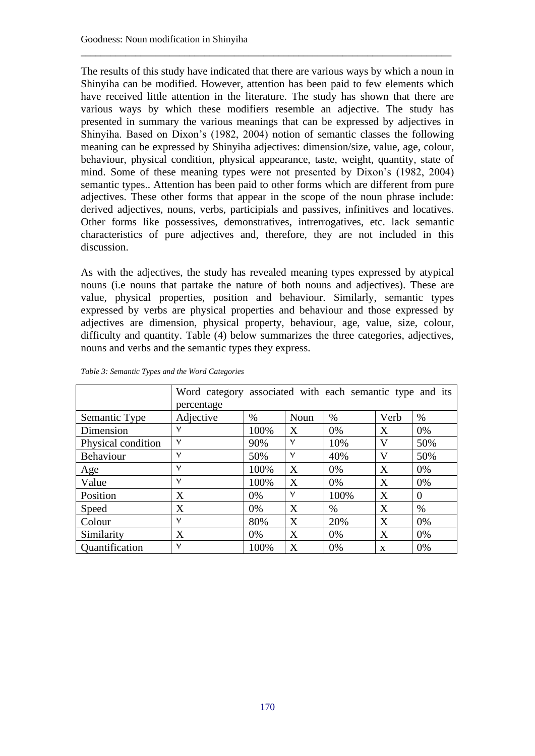The results of this study have indicated that there are various ways by which a noun in Shinyiha can be modified. However, attention has been paid to few elements which have received little attention in the literature. The study has shown that there are various ways by which these modifiers resemble an adjective. The study has presented in summary the various meanings that can be expressed by adjectives in Shinyiha. Based on Dixon's (1982, 2004) notion of semantic classes the following meaning can be expressed by Shinyiha adjectives: dimension/size, value, age, colour, behaviour, physical condition, physical appearance, taste, weight, quantity, state of mind. Some of these meaning types were not presented by Dixon's (1982, 2004) semantic types.. Attention has been paid to other forms which are different from pure adjectives. These other forms that appear in the scope of the noun phrase include: derived adjectives, nouns, verbs, participials and passives, infinitives and locatives. Other forms like possessives, demonstratives, intrerrogatives, etc. lack semantic characteristics of pure adjectives and, therefore, they are not included in this discussion.

As with the adjectives, the study has revealed meaning types expressed by atypical nouns (i.e nouns that partake the nature of both nouns and adjectives). These are value, physical properties, position and behaviour. Similarly, semantic types expressed by verbs are physical properties and behaviour and those expressed by adjectives are dimension, physical property, behaviour, age, value, size, colour, difficulty and quantity. Table (4) below summarizes the three categories, adjectives, nouns and verbs and the semantic types they express.

*Table 3: Semantic Types and the Word Categories*

| | Word category associated with each semantic type and its percentage | | | | | |
|---|---|---|---|---|---|---|
| Semantic Type | Adjective | % | Noun | % | Verb | % |
| Dimension | ٧ | 100% | X | 0% | X | 0% |
| Physical condition | ٧ | 90% | ٧ | 10% | V | 50% |
| Behaviour | ٧ | 50% | ٧ | 40% | V | 50% |
| Age | ٧ | 100% | X | 0% | X | 0% |
| Value | ٧ | 100% | X | 0% | X | 0% |
| Position | X | 0% | ٧ | 100% | X | 0 |
| Speed | X | 0% | X | % | X | % |
| Colour | ٧ | 80% | X | 20% | X | 0% |
| Similarity | X | 0% | X | 0% | X | 0% |
| Quantification | ٧ | 100% | X | 0% | x | 0% |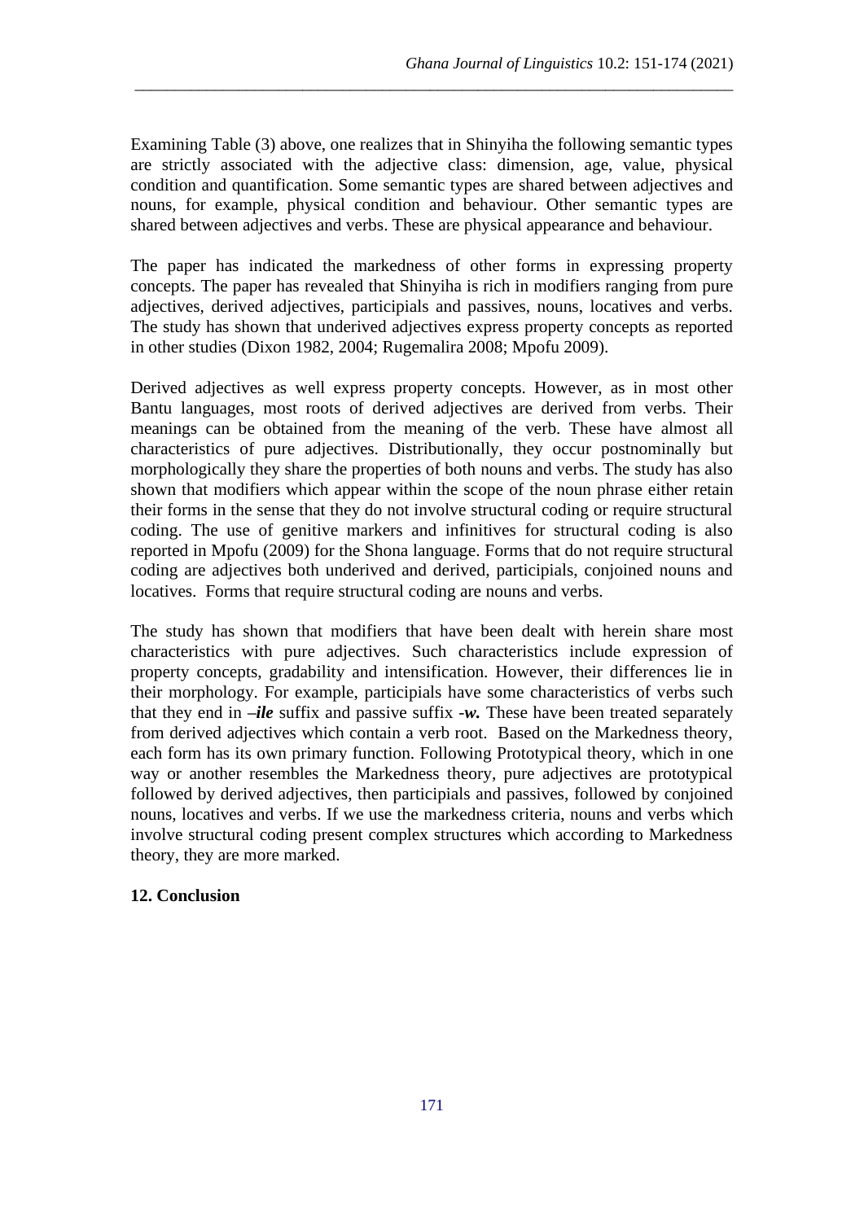Examining Table (3) above, one realizes that in Shinyiha the following semantic types are strictly associated with the adjective class: dimension, age, value, physical condition and quantification. Some semantic types are shared between adjectives and nouns, for example, physical condition and behaviour. Other semantic types are shared between adjectives and verbs. These are physical appearance and behaviour.

The paper has indicated the markedness of other forms in expressing property concepts. The paper has revealed that Shinyiha is rich in modifiers ranging from pure adjectives, derived adjectives, participials and passives, nouns, locatives and verbs. The study has shown that underived adjectives express property concepts as reported in other studies (Dixon 1982, 2004; Rugemalira 2008; Mpofu 2009).

Derived adjectives as well express property concepts. However, as in most other Bantu languages, most roots of derived adjectives are derived from verbs. Their meanings can be obtained from the meaning of the verb. These have almost all characteristics of pure adjectives. Distributionally, they occur postnominally but morphologically they share the properties of both nouns and verbs. The study has also shown that modifiers which appear within the scope of the noun phrase either retain their forms in the sense that they do not involve structural coding or require structural coding. The use of genitive markers and infinitives for structural coding is also reported in Mpofu (2009) for the Shona language. Forms that do not require structural coding are adjectives both underived and derived, participials, conjoined nouns and locatives. Forms that require structural coding are nouns and verbs.

The study has shown that modifiers that have been dealt with herein share most characteristics with pure adjectives. Such characteristics include expression of property concepts, gradability and intensification. However, their differences lie in their morphology. For example, participials have some characteristics of verbs such that they end in ***–ile*** suffix and passive suffix ***-w.*** These have been treated separately from derived adjectives which contain a verb root. Based on the Markedness theory, each form has its own primary function. Following Prototypical theory, which in one way or another resembles the Markedness theory, pure adjectives are prototypical followed by derived adjectives, then participials and passives, followed by conjoined nouns, locatives and verbs. If we use the markedness criteria, nouns and verbs which involve structural coding present complex structures which according to Markedness theory, they are more marked.

## 12. Conclusion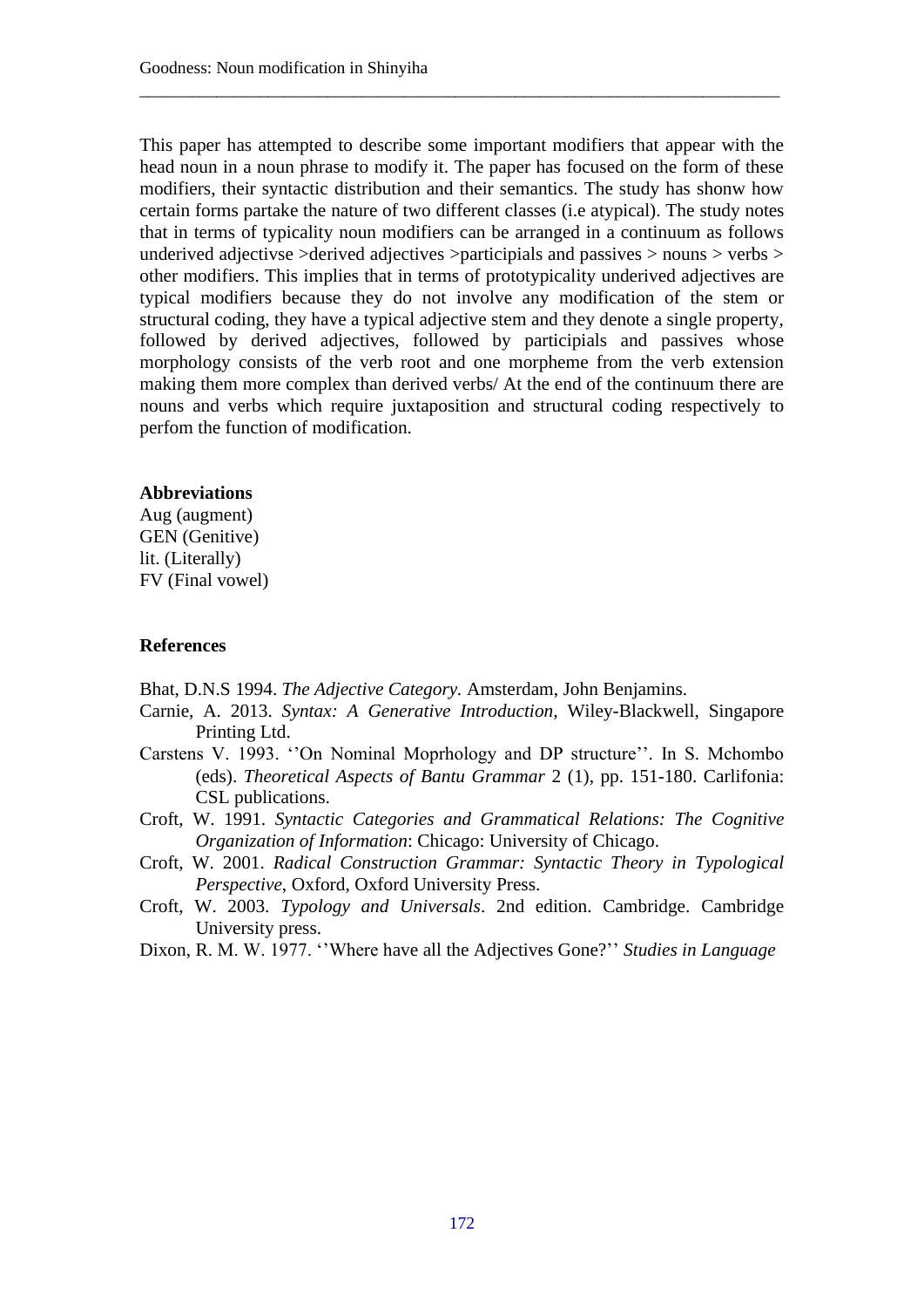This paper has attempted to describe some important modifiers that appear with the head noun in a noun phrase to modify it. The paper has focused on the form of these modifiers, their syntactic distribution and their semantics. The study has shonw how certain forms partake the nature of two different classes (i.e atypical). The study notes that in terms of typicality noun modifiers can be arranged in a continuum as follows underived adjectivse >derived adjectives >participials and passives > nouns > verbs > other modifiers. This implies that in terms of prototypicality underived adjectives are typical modifiers because they do not involve any modification of the stem or structural coding, they have a typical adjective stem and they denote a single property, followed by derived adjectives, followed by participials and passives whose morphology consists of the verb root and one morpheme from the verb extension making them more complex than derived verbs/ At the end of the continuum there are nouns and verbs which require juxtaposition and structural coding respectively to perfom the function of modification.

**Abbreviations**

Aug (augment)
GEN (Genitive)
lit. (Literally)
FV (Final vowel)

**References**

Bhat, D.N.S 1994. *The Adjective Category.* Amsterdam, John Benjamins.

Carnie, A. 2013. *Syntax: A Generative Introduction,* Wiley-Blackwell, Singapore Printing Ltd.

Carstens V. 1993. ''On Nominal Moprhology and DP structure''. In S. Mchombo (eds). *Theoretical Aspects of Bantu Grammar* 2 (1), pp. 151-180. Carlifonia: CSL publications.

Croft, W. 1991. *Syntactic Categories and Grammatical Relations: The Cognitive Organization of Information*: Chicago: University of Chicago.

Croft, W. 2001. *Radical Construction Grammar: Syntactic Theory in Typological Perspective*, Oxford, Oxford University Press.

Croft, W. 2003. *Typology and Universals*. 2nd edition. Cambridge. Cambridge University press.

Dixon, R. M. W. 1977. ''Where have all the Adjectives Gone?'' *Studies in Language*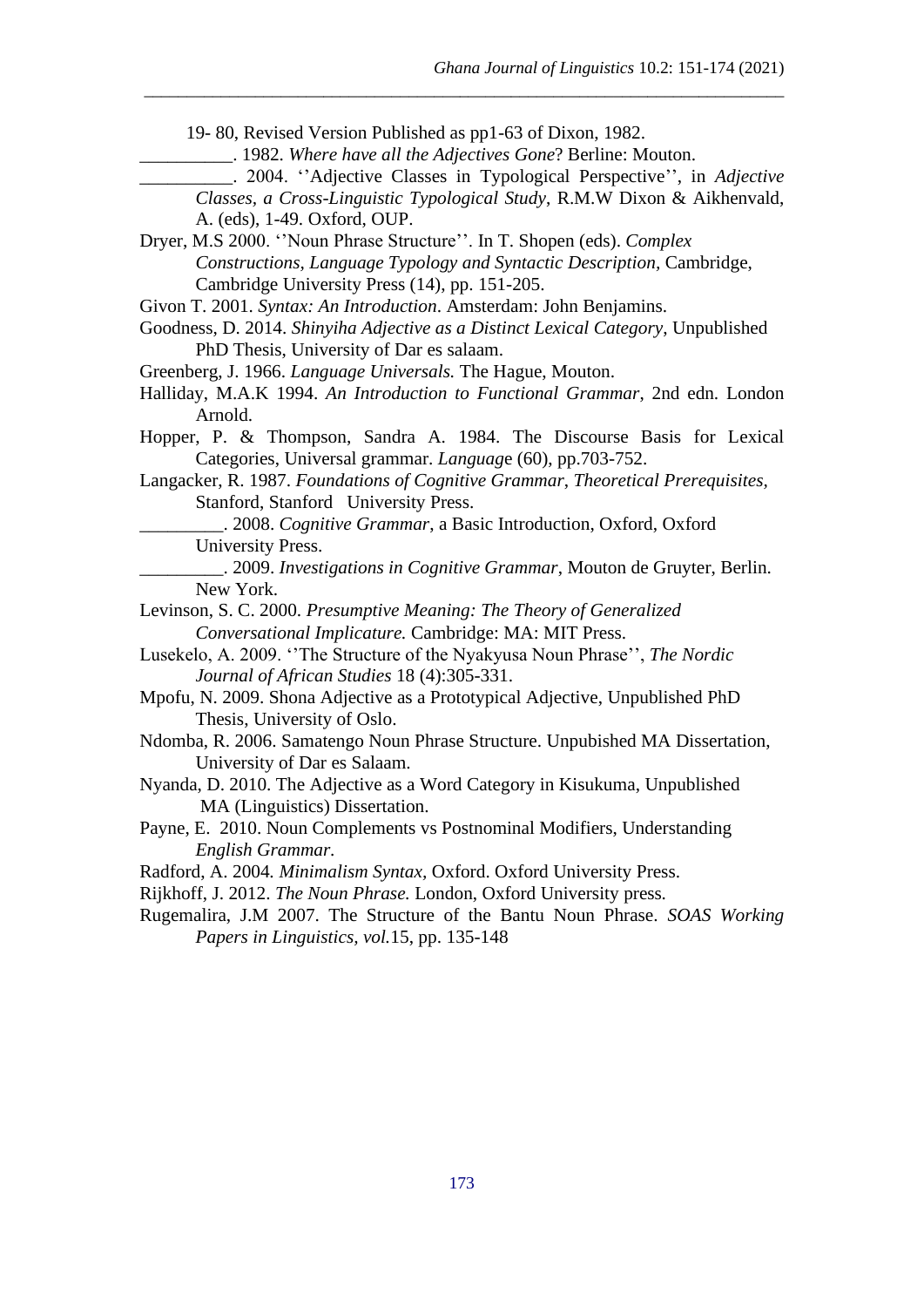19- 80, Revised Version Published as pp1-63 of Dixon, 1982.

__________. 1982. *Where have all the Adjectives Gone*? Berline: Mouton.

__________. 2004. ''Adjective Classes in Typological Perspective'', in *Adjective Classes, a Cross-Linguistic Typological Study*, R.M.W Dixon & Aikhenvald, A. (eds), 1-49. Oxford, OUP.

Dryer, M.S 2000. ''Noun Phrase Structure''. In T. Shopen (eds). *Complex Constructions, Language Typology and Syntactic Description,* Cambridge, Cambridge University Press (14), pp. 151-205.

Givon T. 2001. *Syntax: An Introduction*. Amsterdam: John Benjamins.

Goodness, D. 2014. *Shinyiha Adjective as a Distinct Lexical Category*, Unpublished PhD Thesis, University of Dar es salaam.

Greenberg, J. 1966. *Language Universals.* The Hague, Mouton.

Halliday, M.A.K 1994. *An Introduction to Functional Grammar*, 2nd edn. London Arnold.

Hopper, P. & Thompson, Sandra A. 1984. The Discourse Basis for Lexical Categories, Universal grammar. *Languag*e (60), pp.703-752.

Langacker, R. 1987. *Foundations of Cognitive Grammar*, *Theoretical Prerequisites,* Stanford, Stanford University Press.

_________. 2008. *Cognitive Grammar*, a Basic Introduction, Oxford, Oxford University Press.

_________. 2009. *Investigations in Cognitive Grammar*, Mouton de Gruyter, Berlin. New York.

Levinson, S. C. 2000. *Presumptive Meaning: The Theory of Generalized Conversational Implicature.* Cambridge: MA: MIT Press.

Lusekelo, A. 2009. ''The Structure of the Nyakyusa Noun Phrase'', *The Nordic Journal of African Studies* 18 (4):305-331.

Mpofu, N. 2009. Shona Adjective as a Prototypical Adjective, Unpublished PhD Thesis, University of Oslo.

Ndomba, R. 2006. Samatengo Noun Phrase Structure. Unpubished MA Dissertation, University of Dar es Salaam.

Nyanda, D. 2010. The Adjective as a Word Category in Kisukuma, Unpublished MA (Linguistics) Dissertation.

Payne, E. 2010. Noun Complements vs Postnominal Modifiers, Understanding *English Grammar.*

Radford, A. 2004*. Minimalism Syntax,* Oxford. Oxford University Press.

Rijkhoff, J. 2012. *The Noun Phrase.* London, Oxford University press.

Rugemalira, J.M 2007. The Structure of the Bantu Noun Phrase. *SOAS Working Papers in Linguistics, vol.*15, pp. 135-148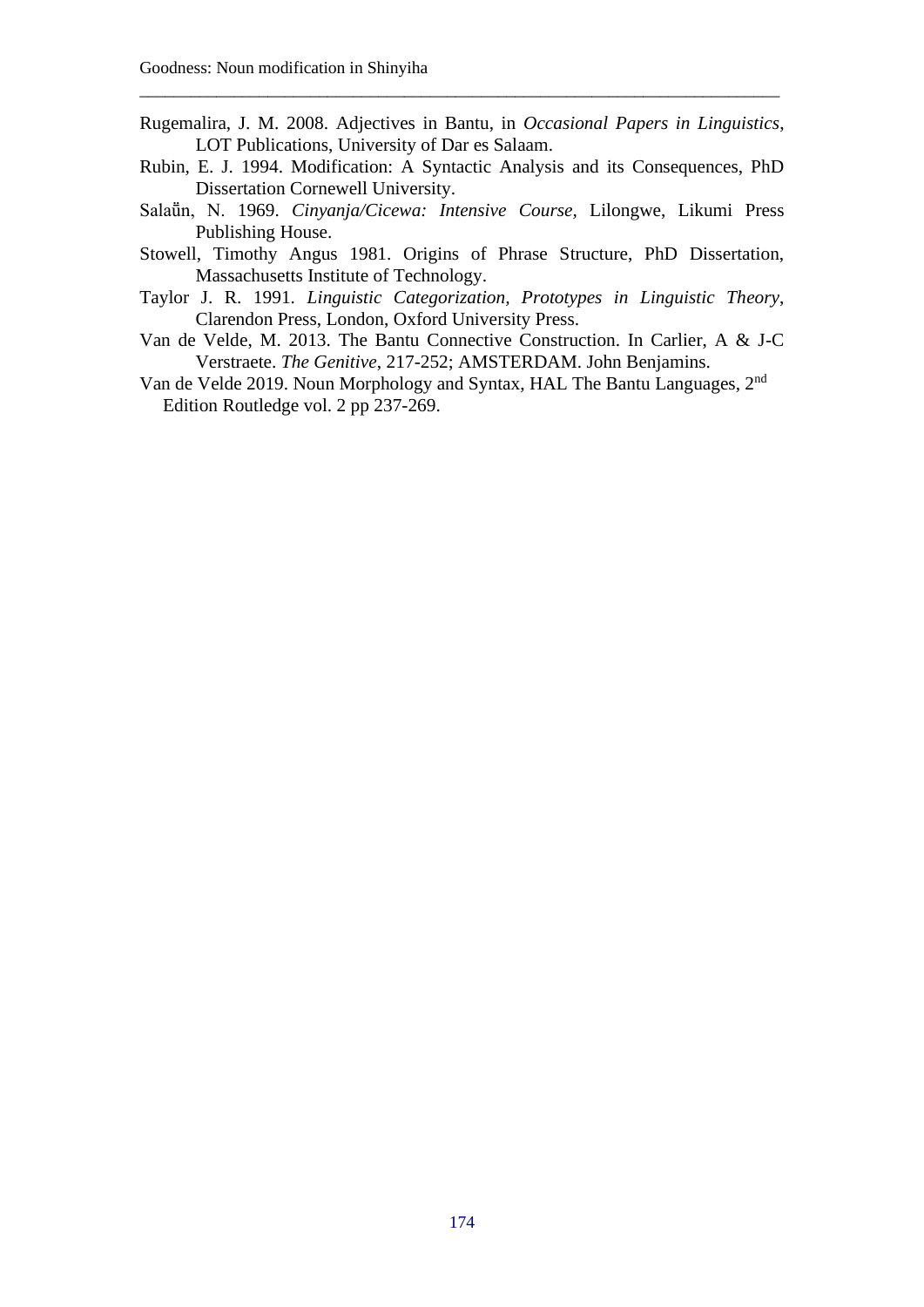Rugemalira, J. M. 2008. Adjectives in Bantu, in *Occasional Papers in Linguistics*, LOT Publications, University of Dar es Salaam.

Rubin, E. J. 1994. Modification: A Syntactic Analysis and its Consequences, PhD Dissertation Cornewell University.

Salaün, N. 1969. *Cinyanja/Cicewa: Intensive Course*, Lilongwe, Likumi Press Publishing House.

Stowell, Timothy Angus 1981. Origins of Phrase Structure, PhD Dissertation, Massachusetts Institute of Technology.

Taylor J. R. 1991. *Linguistic Categorization, Prototypes in Linguistic Theory*, Clarendon Press, London, Oxford University Press.

Van de Velde, M. 2013. The Bantu Connective Construction. In Carlier, A & J-C Verstraete. *The Genitive*, 217-252; AMSTERDAM. John Benjamins.

Van de Velde 2019. Noun Morphology and Syntax, HAL The Bantu Languages, 2nd Edition Routledge vol. 2 pp 237-269.